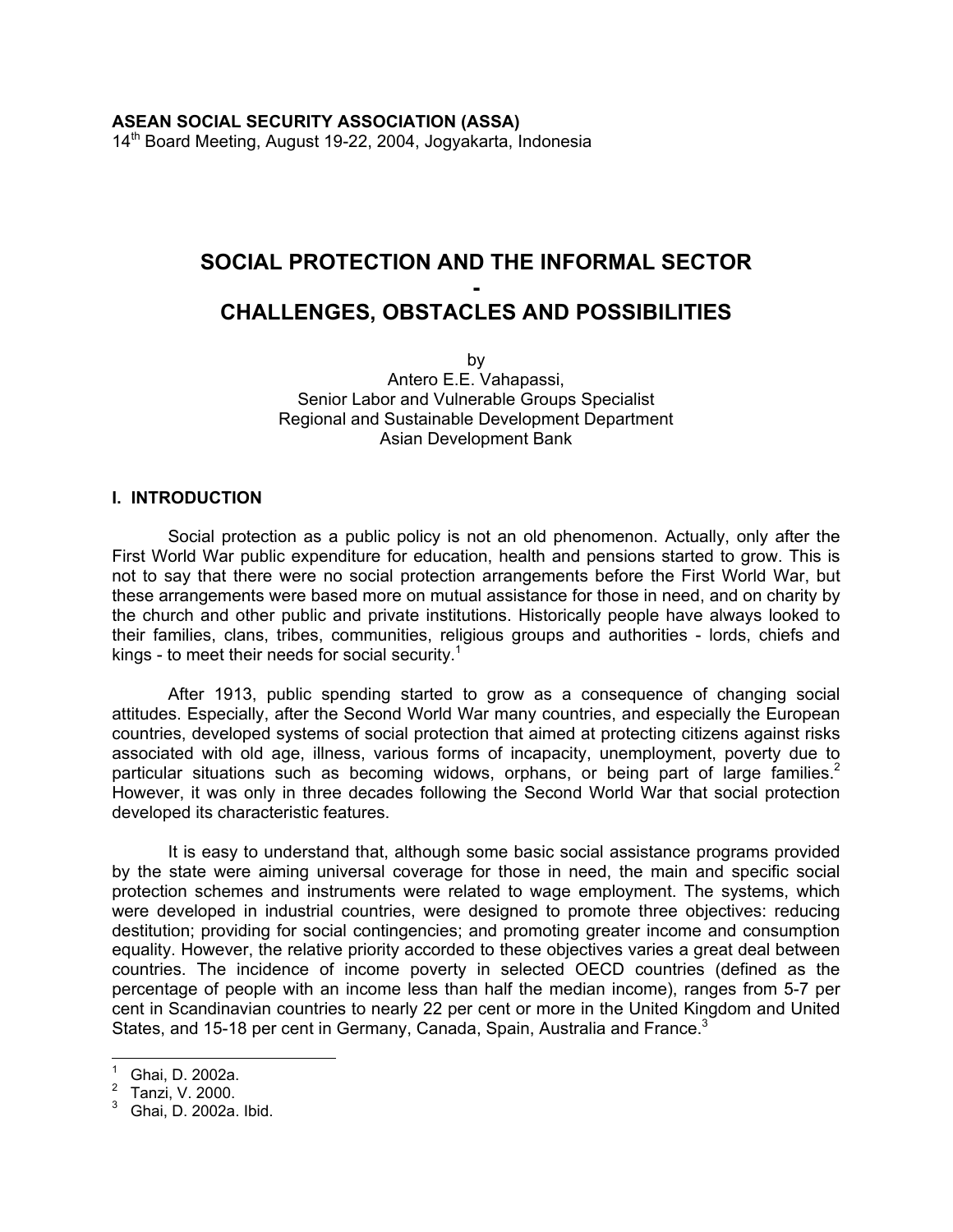**ASEAN SOCIAL SECURITY ASSOCIATION (ASSA)**
14th Board Meeting, August 19-22, 2004, Jogyakarta, Indonesia

# SOCIAL PROTECTION AND THE INFORMAL SECTOR - CHALLENGES, OBSTACLES AND POSSIBILITIES

by
Antero E.E. Vahapassi,
Senior Labor and Vulnerable Groups Specialist
Regional and Sustainable Development Department
Asian Development Bank

## I. INTRODUCTION

Social protection as a public policy is not an old phenomenon. Actually, only after the First World War public expenditure for education, health and pensions started to grow. This is not to say that there were no social protection arrangements before the First World War, but these arrangements were based more on mutual assistance for those in need, and on charity by the church and other public and private institutions. Historically people have always looked to their families, clans, tribes, communities, religious groups and authorities - lords, chiefs and kings - to meet their needs for social security.[1]

After 1913, public spending started to grow as a consequence of changing social attitudes. Especially, after the Second World War many countries, and especially the European countries, developed systems of social protection that aimed at protecting citizens against risks associated with old age, illness, various forms of incapacity, unemployment, poverty due to particular situations such as becoming widows, orphans, or being part of large families.[2] However, it was only in three decades following the Second World War that social protection developed its characteristic features.

It is easy to understand that, although some basic social assistance programs provided by the state were aiming universal coverage for those in need, the main and specific social protection schemes and instruments were related to wage employment. The systems, which were developed in industrial countries, were designed to promote three objectives: reducing destitution; providing for social contingencies; and promoting greater income and consumption equality. However, the relative priority accorded to these objectives varies a great deal between countries. The incidence of income poverty in selected OECD countries (defined as the percentage of people with an income less than half the median income), ranges from 5-7 per cent in Scandinavian countries to nearly 22 per cent or more in the United Kingdom and United States, and 15-18 per cent in Germany, Canada, Spain, Australia and France.[3]

---

[1] Ghai, D. 2002a.
[2] Tanzi, V. 2000.
[3] Ghai, D. 2002a. Ibid.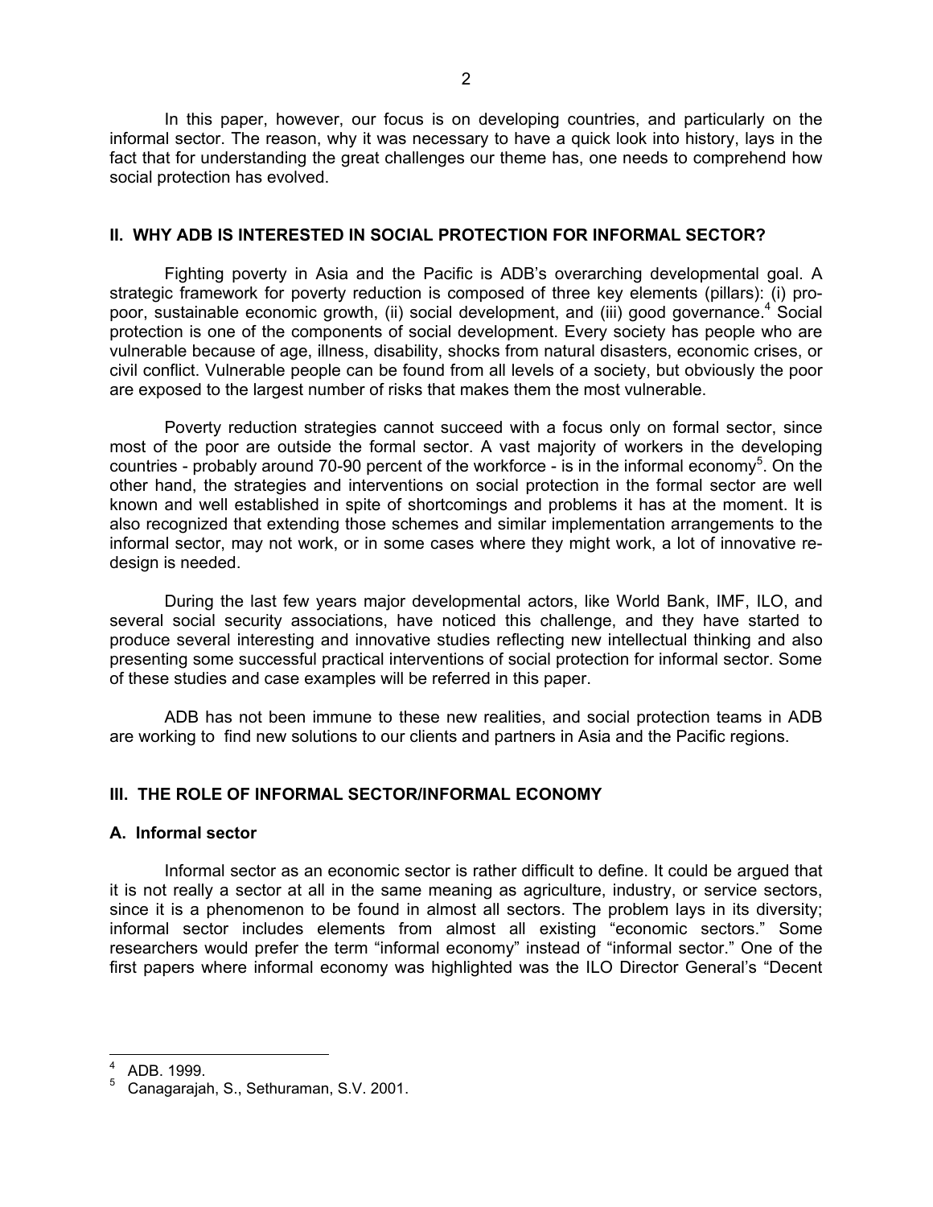In this paper, however, our focus is on developing countries, and particularly on the informal sector. The reason, why it was necessary to have a quick look into history, lays in the fact that for understanding the great challenges our theme has, one needs to comprehend how social protection has evolved.

## II. WHY ADB IS INTERESTED IN SOCIAL PROTECTION FOR INFORMAL SECTOR?

Fighting poverty in Asia and the Pacific is ADB's overarching developmental goal. A strategic framework for poverty reduction is composed of three key elements (pillars): (i) pro-poor, sustainable economic growth, (ii) social development, and (iii) good governance.[4] Social protection is one of the components of social development. Every society has people who are vulnerable because of age, illness, disability, shocks from natural disasters, economic crises, or civil conflict. Vulnerable people can be found from all levels of a society, but obviously the poor are exposed to the largest number of risks that makes them the most vulnerable.

Poverty reduction strategies cannot succeed with a focus only on formal sector, since most of the poor are outside the formal sector. A vast majority of workers in the developing countries - probably around 70-90 percent of the workforce - is in the informal economy[5]. On the other hand, the strategies and interventions on social protection in the formal sector are well known and well established in spite of shortcomings and problems it has at the moment. It is also recognized that extending those schemes and similar implementation arrangements to the informal sector, may not work, or in some cases where they might work, a lot of innovative re-design is needed.

During the last few years major developmental actors, like World Bank, IMF, ILO, and several social security associations, have noticed this challenge, and they have started to produce several interesting and innovative studies reflecting new intellectual thinking and also presenting some successful practical interventions of social protection for informal sector. Some of these studies and case examples will be referred in this paper.

ADB has not been immune to these new realities, and social protection teams in ADB are working to find new solutions to our clients and partners in Asia and the Pacific regions.

## III. THE ROLE OF INFORMAL SECTOR/INFORMAL ECONOMY

### A. Informal sector

Informal sector as an economic sector is rather difficult to define. It could be argued that it is not really a sector at all in the same meaning as agriculture, industry, or service sectors, since it is a phenomenon to be found in almost all sectors. The problem lays in its diversity; informal sector includes elements from almost all existing "economic sectors." Some researchers would prefer the term "informal economy" instead of "informal sector." One of the first papers where informal economy was highlighted was the ILO Director General's "Decent

---

[4] ADB. 1999.

[5] Canagarajah, S., Sethuraman, S.V. 2001.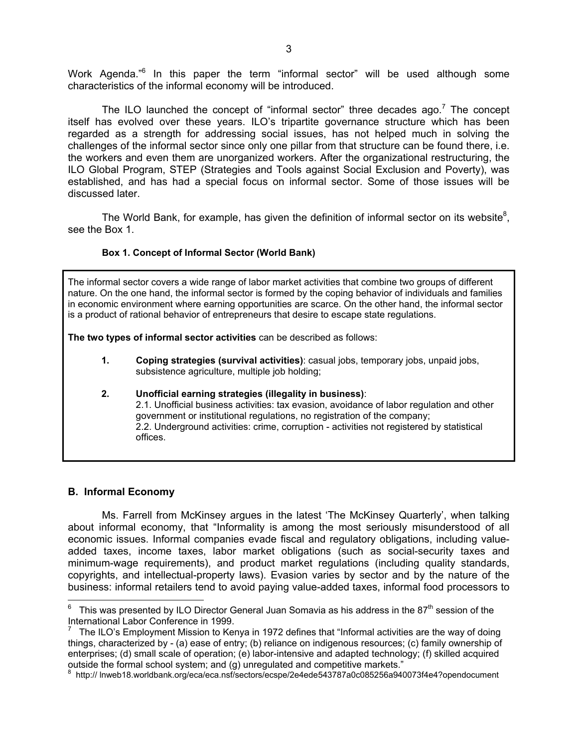Work Agenda."[6] In this paper the term "informal sector" will be used although some characteristics of the informal economy will be introduced.

The ILO launched the concept of "informal sector" three decades ago.[7] The concept itself has evolved over these years. ILO's tripartite governance structure which has been regarded as a strength for addressing social issues, has not helped much in solving the challenges of the informal sector since only one pillar from that structure can be found there, i.e. the workers and even them are unorganized workers. After the organizational restructuring, the ILO Global Program, STEP (Strategies and Tools against Social Exclusion and Poverty), was established, and has had a special focus on informal sector. Some of those issues will be discussed later.

The World Bank, for example, has given the definition of informal sector on its website[8], see the Box 1.

**Box 1. Concept of Informal Sector (World Bank)**

> The informal sector covers a wide range of labor market activities that combine two groups of different nature. On the one hand, the informal sector is formed by the coping behavior of individuals and families in economic environment where earning opportunities are scarce. On the other hand, the informal sector is a product of rational behavior of entrepreneurs that desire to escape state regulations.
>
> **The two types of informal sector activities** can be described as follows:
>
> 1. **Coping strategies (survival activities)**: casual jobs, temporary jobs, unpaid jobs, subsistence agriculture, multiple job holding;
>
> 2. **Unofficial earning strategies (illegality in business)**:
> 2.1. Unofficial business activities: tax evasion, avoidance of labor regulation and other government or institutional regulations, no registration of the company;
> 2.2. Underground activities: crime, corruption - activities not registered by statistical offices.

## B. Informal Economy

Ms. Farrell from McKinsey argues in the latest 'The McKinsey Quarterly', when talking about informal economy, that "Informality is among the most seriously misunderstood of all economic issues. Informal companies evade fiscal and regulatory obligations, including value-added taxes, income taxes, labor market obligations (such as social-security taxes and minimum-wage requirements), and product market regulations (including quality standards, copyrights, and intellectual-property laws). Evasion varies by sector and by the nature of the business: informal retailers tend to avoid paying value-added taxes, informal food processors to

---

[6] This was presented by ILO Director General Juan Somavia as his address in the 87th session of the International Labor Conference in 1999.

[7] The ILO's Employment Mission to Kenya in 1972 defines that "Informal activities are the way of doing things, characterized by - (a) ease of entry; (b) reliance on indigenous resources; (c) family ownership of enterprises; (d) small scale of operation; (e) labor-intensive and adapted technology; (f) skilled acquired outside the formal school system; and (g) unregulated and competitive markets."

[8] http:// lnweb18.worldbank.org/eca/eca.nsf/sectors/ecspe/2e4ede543787a0c085256a940073f4e4?opendocument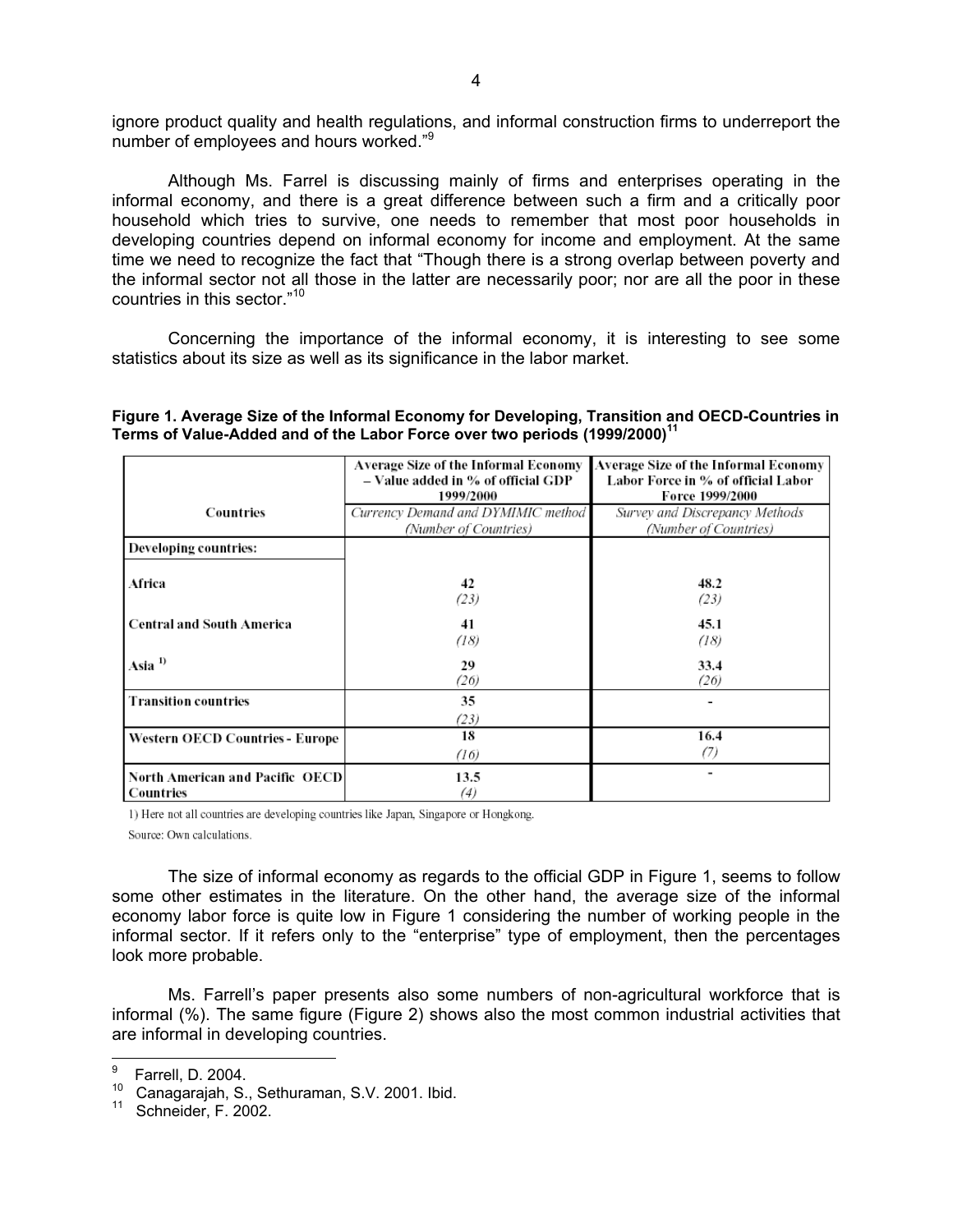ignore product quality and health regulations, and informal construction firms to underreport the number of employees and hours worked."[9]

Although Ms. Farrel is discussing mainly of firms and enterprises operating in the informal economy, and there is a great difference between such a firm and a critically poor household which tries to survive, one needs to remember that most poor households in developing countries depend on informal economy for income and employment. At the same time we need to recognize the fact that "Though there is a strong overlap between poverty and the informal sector not all those in the latter are necessarily poor; nor are all the poor in these countries in this sector."[10]

Concerning the importance of the informal economy, it is interesting to see some statistics about its size as well as its significance in the labor market.

**Figure 1. Average Size of the Informal Economy for Developing, Transition and OECD-Countries in Terms of Value-Added and of the Labor Force over two periods (1999/2000)[11]**

| Countries | Average Size of the Informal Economy – Value added in % of official GDP 1999/2000<br>*Currency Demand and DYMIMIC method (Number of Countries)* | Average Size of the Informal Economy Labor Force in % of official Labor Force 1999/2000<br>*Survey and Discrepancy Methods (Number of Countries)* |
|---|---|---|
| **Developing countries:** | | |
| **Africa** | 42<br>*(23)* | 48.2<br>*(23)* |
| **Central and South America** | 41<br>*(18)* | 45.1<br>*(18)* |
| **Asia** [1)] | 29<br>*(26)* | 33.4<br>*(26)* |
| **Transition countries** | 35<br>*(23)* | - |
| **Western OECD Countries - Europe** | 18<br>*(16)* | 16.4<br>*(7)* |
| **North American and Pacific OECD Countries** | 13.5<br>*(4)* | - |

1) Here not all countries are developing countries like Japan, Singapore or Hongkong.

Source: Own calculations.

The size of informal economy as regards to the official GDP in Figure 1, seems to follow some other estimates in the literature. On the other hand, the average size of the informal economy labor force is quite low in Figure 1 considering the number of working people in the informal sector. If it refers only to the "enterprise" type of employment, then the percentages look more probable.

Ms. Farrell's paper presents also some numbers of non-agricultural workforce that is informal (%). The same figure (Figure 2) shows also the most common industrial activities that are informal in developing countries.

---

[9] Farrell, D. 2004.

[10] Canagarajah, S., Sethuraman, S.V. 2001. Ibid.

[11] Schneider, F. 2002.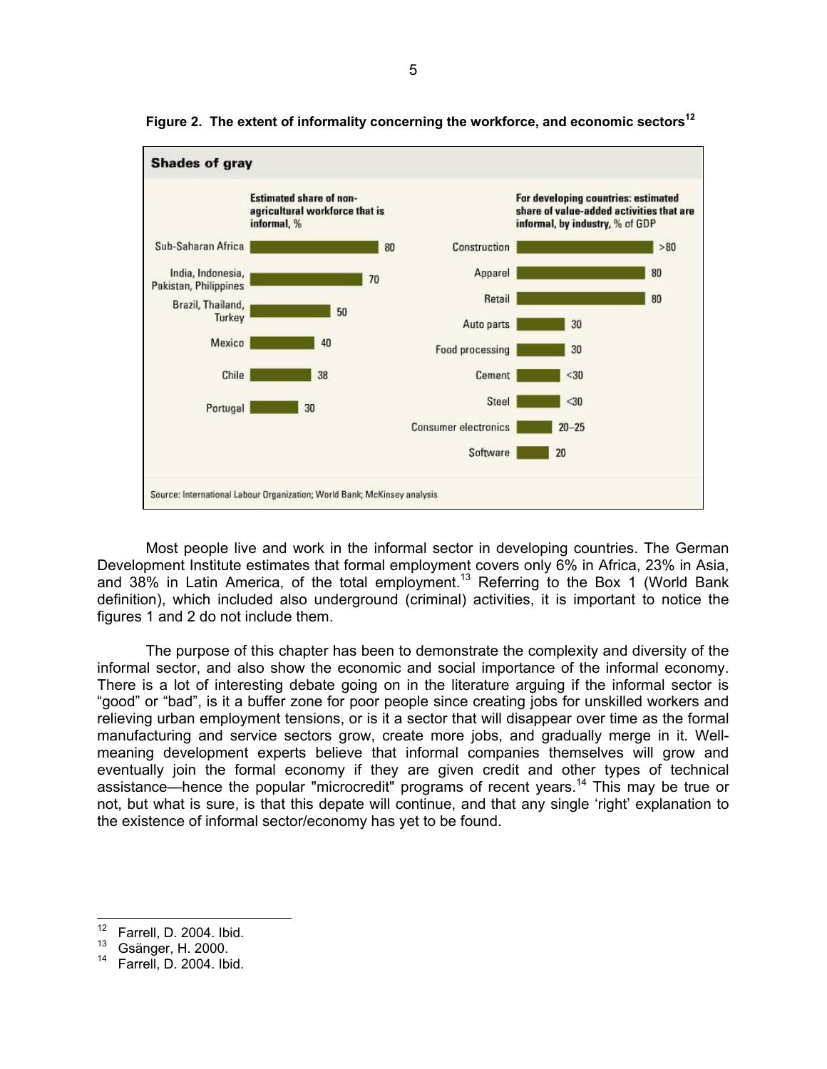**Figure 2. The extent of informality concerning the workforce, and economic sectors**[12]

**Shades of gray**

| Estimated share of non-agricultural workforce that is informal, % | |
|---|---|
| Sub-Saharan Africa | 80 |
| India, Indonesia, Pakistan, Philippines | 70 |
| Brazil, Thailand, Turkey | 50 |
| Mexico | 40 |
| Chile | 38 |
| Portugal | 30 |

| For developing countries: estimated share of value-added activities that are informal, by industry, % of GDP | |
|---|---|
| Construction | >80 |
| Apparel | 80 |
| Retail | 80 |
| Auto parts | 30 |
| Food processing | 30 |
| Cement | <30 |
| Steel | <30 |
| Consumer electronics | 20–25 |
| Software | 20 |

Source: International Labour Organization; World Bank; McKinsey analysis

Most people live and work in the informal sector in developing countries. The German Development Institute estimates that formal employment covers only 6% in Africa, 23% in Asia, and 38% in Latin America, of the total employment.[13] Referring to the Box 1 (World Bank definition), which included also underground (criminal) activities, it is important to notice the figures 1 and 2 do not include them.

The purpose of this chapter has been to demonstrate the complexity and diversity of the informal sector, and also show the economic and social importance of the informal economy. There is a lot of interesting debate going on in the literature arguing if the informal sector is "good" or "bad", is it a buffer zone for poor people since creating jobs for unskilled workers and relieving urban employment tensions, or is it a sector that will disappear over time as the formal manufacturing and service sectors grow, create more jobs, and gradually merge in it. Well-meaning development experts believe that informal companies themselves will grow and eventually join the formal economy if they are given credit and other types of technical assistance—hence the popular "microcredit" programs of recent years.[14] This may be true or not, but what is sure, is that this depate will continue, and that any single 'right' explanation to the existence of informal sector/economy has yet to be found.

---

[12] Farrell, D. 2004. Ibid.
[13] Gsänger, H. 2000.
[14] Farrell, D. 2004. Ibid.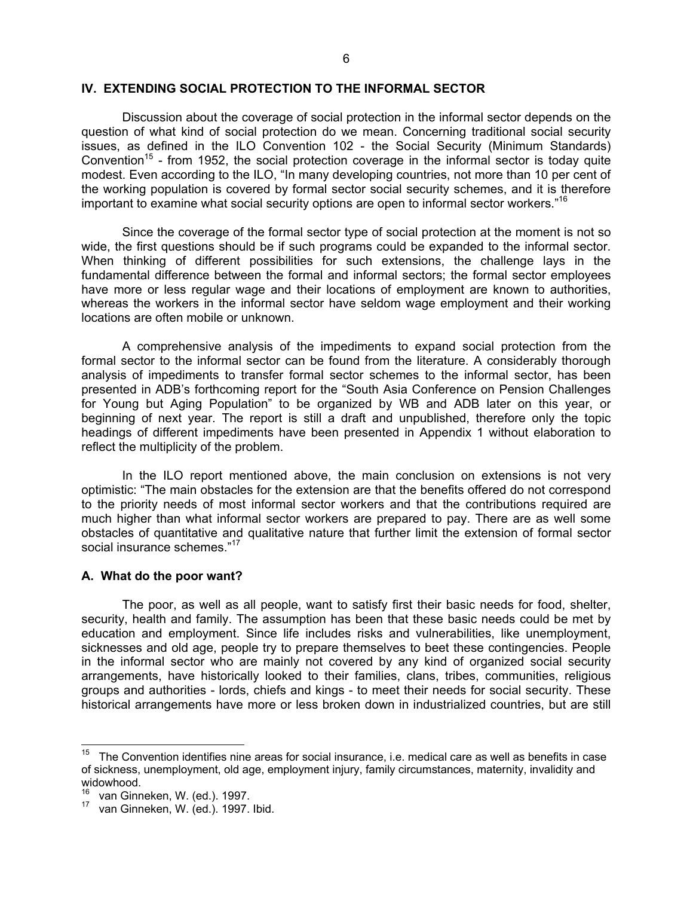## IV. EXTENDING SOCIAL PROTECTION TO THE INFORMAL SECTOR

Discussion about the coverage of social protection in the informal sector depends on the question of what kind of social protection do we mean. Concerning traditional social security issues, as defined in the ILO Convention 102 - the Social Security (Minimum Standards) Convention[15] - from 1952, the social protection coverage in the informal sector is today quite modest. Even according to the ILO, "In many developing countries, not more than 10 per cent of the working population is covered by formal sector social security schemes, and it is therefore important to examine what social security options are open to informal sector workers."[16]

Since the coverage of the formal sector type of social protection at the moment is not so wide, the first questions should be if such programs could be expanded to the informal sector. When thinking of different possibilities for such extensions, the challenge lays in the fundamental difference between the formal and informal sectors; the formal sector employees have more or less regular wage and their locations of employment are known to authorities, whereas the workers in the informal sector have seldom wage employment and their working locations are often mobile or unknown.

A comprehensive analysis of the impediments to expand social protection from the formal sector to the informal sector can be found from the literature. A considerably thorough analysis of impediments to transfer formal sector schemes to the informal sector, has been presented in ADB's forthcoming report for the "South Asia Conference on Pension Challenges for Young but Aging Population" to be organized by WB and ADB later on this year, or beginning of next year. The report is still a draft and unpublished, therefore only the topic headings of different impediments have been presented in Appendix 1 without elaboration to reflect the multiplicity of the problem.

In the ILO report mentioned above, the main conclusion on extensions is not very optimistic: "The main obstacles for the extension are that the benefits offered do not correspond to the priority needs of most informal sector workers and that the contributions required are much higher than what informal sector workers are prepared to pay. There are as well some obstacles of quantitative and qualitative nature that further limit the extension of formal sector social insurance schemes."[17]

### A. What do the poor want?

The poor, as well as all people, want to satisfy first their basic needs for food, shelter, security, health and family. The assumption has been that these basic needs could be met by education and employment. Since life includes risks and vulnerabilities, like unemployment, sicknesses and old age, people try to prepare themselves to beet these contingencies. People in the informal sector who are mainly not covered by any kind of organized social security arrangements, have historically looked to their families, clans, tribes, communities, religious groups and authorities - lords, chiefs and kings - to meet their needs for social security. These historical arrangements have more or less broken down in industrialized countries, but are still

---

[15] The Convention identifies nine areas for social insurance, i.e. medical care as well as benefits in case of sickness, unemployment, old age, employment injury, family circumstances, maternity, invalidity and widowhood.

[16] van Ginneken, W. (ed.). 1997.

[17] van Ginneken, W. (ed.). 1997. Ibid.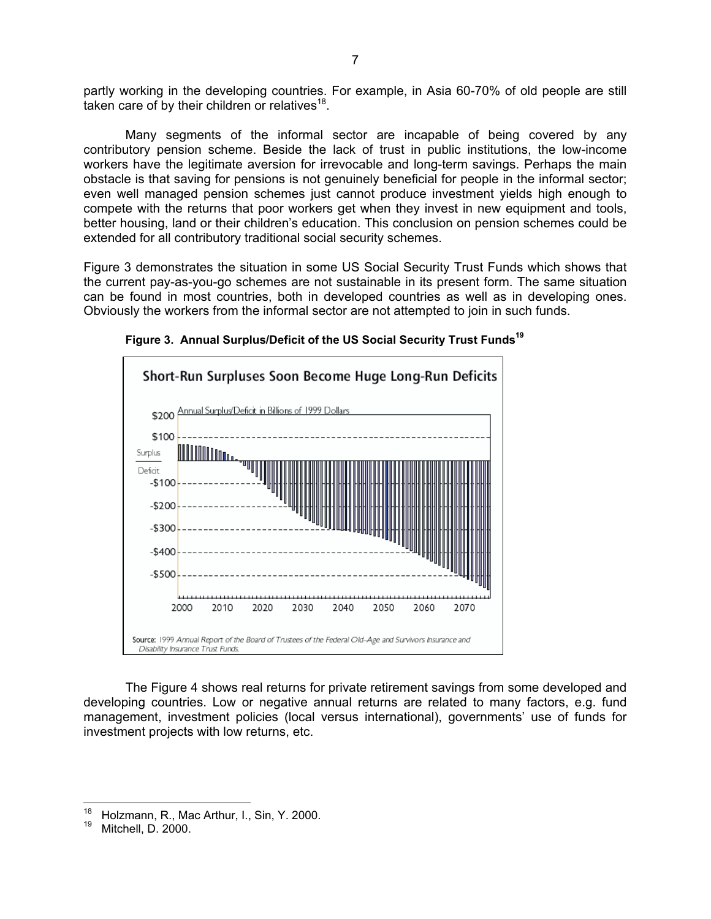partly working in the developing countries. For example, in Asia 60-70% of old people are still taken care of by their children or relatives[18].

Many segments of the informal sector are incapable of being covered by any contributory pension scheme. Beside the lack of trust in public institutions, the low-income workers have the legitimate aversion for irrevocable and long-term savings. Perhaps the main obstacle is that saving for pensions is not genuinely beneficial for people in the informal sector; even well managed pension schemes just cannot produce investment yields high enough to compete with the returns that poor workers get when they invest in new equipment and tools, better housing, land or their children's education. This conclusion on pension schemes could be extended for all contributory traditional social security schemes.

Figure 3 demonstrates the situation in some US Social Security Trust Funds which shows that the current pay-as-you-go schemes are not sustainable in its present form. The same situation can be found in most countries, both in developed countries as well as in developing ones. Obviously the workers from the informal sector are not attempted to join in such funds.

**Figure 3. Annual Surplus/Deficit of the US Social Security Trust Funds[19]**

Short-Run Surpluses Soon Become Huge Long-Run Deficits

Annual Surplus/Deficit in Billions of 1999 Dollars

Source: *1999 Annual Report of the Board of Trustees of the Federal Old-Age and Survivors Insurance and Disability Insurance Trust Funds.*

The Figure 4 shows real returns for private retirement savings from some developed and developing countries. Low or negative annual returns are related to many factors, e.g. fund management, investment policies (local versus international), governments' use of funds for investment projects with low returns, etc.

---

[18] Holzmann, R., Mac Arthur, I., Sin, Y. 2000.

[19] Mitchell, D. 2000.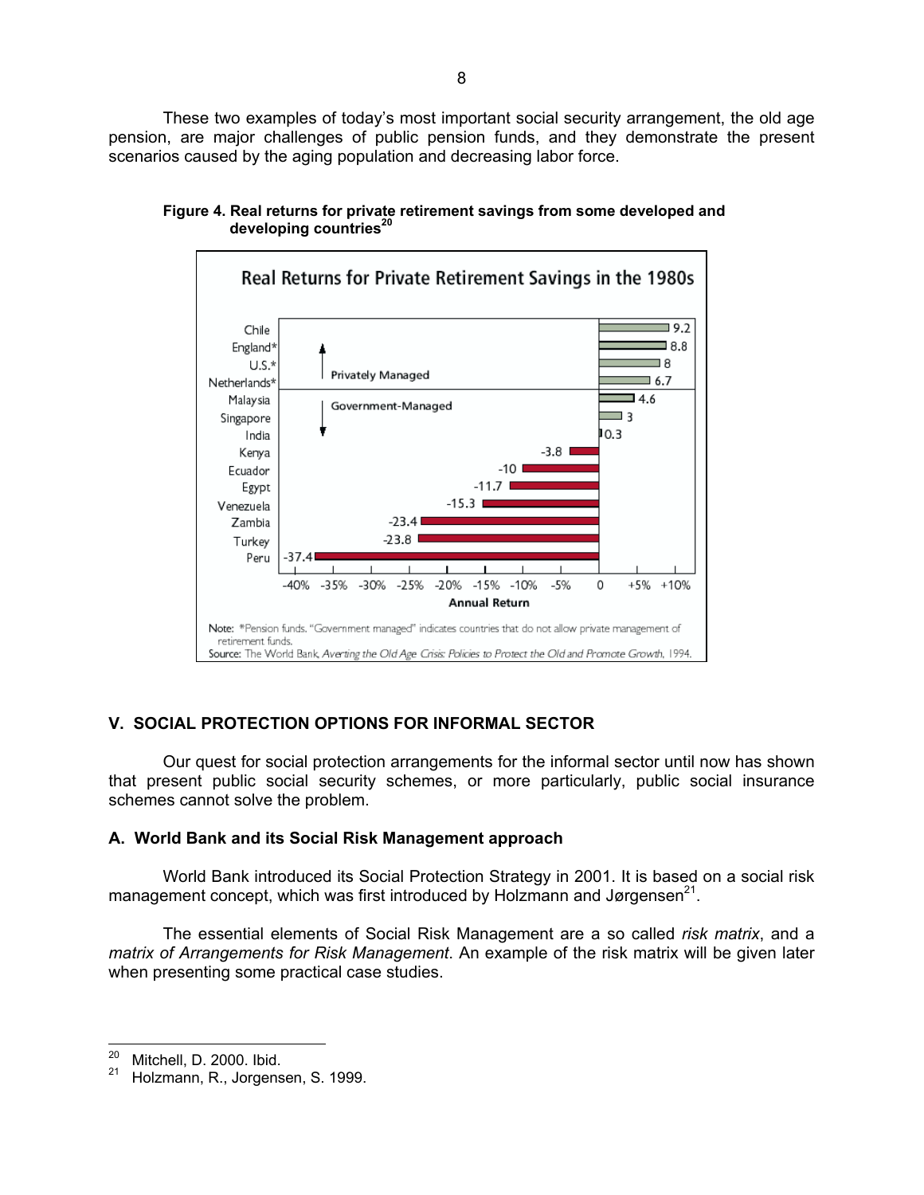These two examples of today's most important social security arrangement, the old age pension, are major challenges of public pension funds, and they demonstrate the present scenarios caused by the aging population and decreasing labor force.

**Figure 4. Real returns for private retirement savings from some developed and developing countries**[20]

Real Returns for Private Retirement Savings in the 1980s

| Country | Management | Annual Return (%) |
|---|---|---|
| Chile | Privately Managed | 9.2 |
| England* | Privately Managed | 8.8 |
| U.S.* | Privately Managed | 8 |
| Netherlands* | Privately Managed | 6.7 |
| Malaysia | Government-Managed | 4.6 |
| Singapore | Government-Managed | 3 |
| India | Government-Managed | 0.3 |
| Kenya | Government-Managed | -3.8 |
| Ecuador | Government-Managed | -10 |
| Egypt | Government-Managed | -11.7 |
| Venezuela | Government-Managed | -15.3 |
| Zambia | Government-Managed | -23.4 |
| Turkey | Government-Managed | -23.8 |
| Peru | Government-Managed | -37.4 |

Note: *Pension funds. "Government managed" indicates countries that do not allow private management of retirement funds.
Source: The World Bank, *Averting the Old Age Crisis: Policies to Protect the Old and Promote Growth*, 1994.

## V. SOCIAL PROTECTION OPTIONS FOR INFORMAL SECTOR

Our quest for social protection arrangements for the informal sector until now has shown that present public social security schemes, or more particularly, public social insurance schemes cannot solve the problem.

### A. World Bank and its Social Risk Management approach

World Bank introduced its Social Protection Strategy in 2001. It is based on a social risk management concept, which was first introduced by Holzmann and Jørgensen[21].

The essential elements of Social Risk Management are a so called *risk matrix*, and a *matrix of Arrangements for Risk Management*. An example of the risk matrix will be given later when presenting some practical case studies.

---

[20] Mitchell, D. 2000. Ibid.

[21] Holzmann, R., Jorgensen, S. 1999.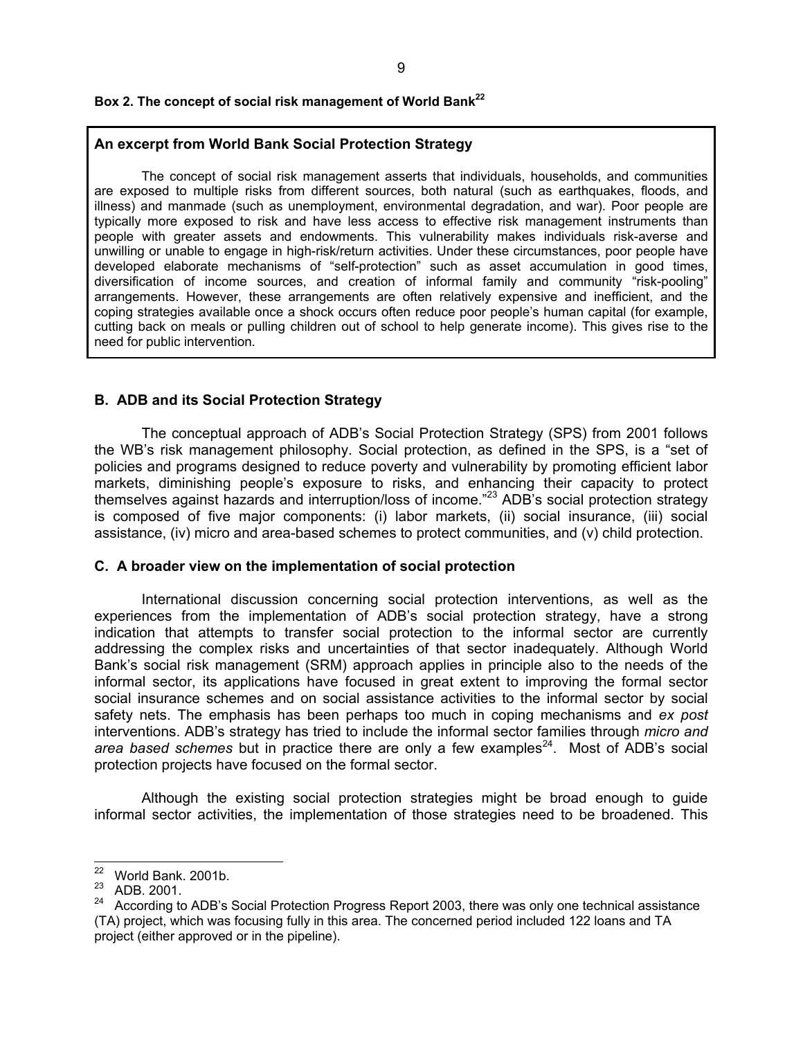**Box 2. The concept of social risk management of World Bank**[22]

**An excerpt from World Bank Social Protection Strategy**

The concept of social risk management asserts that individuals, households, and communities are exposed to multiple risks from different sources, both natural (such as earthquakes, floods, and illness) and manmade (such as unemployment, environmental degradation, and war). Poor people are typically more exposed to risk and have less access to effective risk management instruments than people with greater assets and endowments. This vulnerability makes individuals risk-averse and unwilling or unable to engage in high-risk/return activities. Under these circumstances, poor people have developed elaborate mechanisms of "self-protection" such as asset accumulation in good times, diversification of income sources, and creation of informal family and community "risk-pooling" arrangements. However, these arrangements are often relatively expensive and inefficient, and the coping strategies available once a shock occurs often reduce poor people's human capital (for example, cutting back on meals or pulling children out of school to help generate income). This gives rise to the need for public intervention.

## B. ADB and its Social Protection Strategy

The conceptual approach of ADB's Social Protection Strategy (SPS) from 2001 follows the WB's risk management philosophy. Social protection, as defined in the SPS, is a "set of policies and programs designed to reduce poverty and vulnerability by promoting efficient labor markets, diminishing people's exposure to risks, and enhancing their capacity to protect themselves against hazards and interruption/loss of income."[23] ADB's social protection strategy is composed of five major components: (i) labor markets, (ii) social insurance, (iii) social assistance, (iv) micro and area-based schemes to protect communities, and (v) child protection.

## C. A broader view on the implementation of social protection

International discussion concerning social protection interventions, as well as the experiences from the implementation of ADB's social protection strategy, have a strong indication that attempts to transfer social protection to the informal sector are currently addressing the complex risks and uncertainties of that sector inadequately. Although World Bank's social risk management (SRM) approach applies in principle also to the needs of the informal sector, its applications have focused in great extent to improving the formal sector social insurance schemes and on social assistance activities to the informal sector by social safety nets. The emphasis has been perhaps too much in coping mechanisms and *ex post* interventions. ADB's strategy has tried to include the informal sector families through *micro and area based schemes* but in practice there are only a few examples[24]. Most of ADB's social protection projects have focused on the formal sector.

Although the existing social protection strategies might be broad enough to guide informal sector activities, the implementation of those strategies need to be broadened. This

---

[22] World Bank. 2001b.

[23] ADB. 2001.

[24] According to ADB's Social Protection Progress Report 2003, there was only one technical assistance (TA) project, which was focusing fully in this area. The concerned period included 122 loans and TA project (either approved or in the pipeline).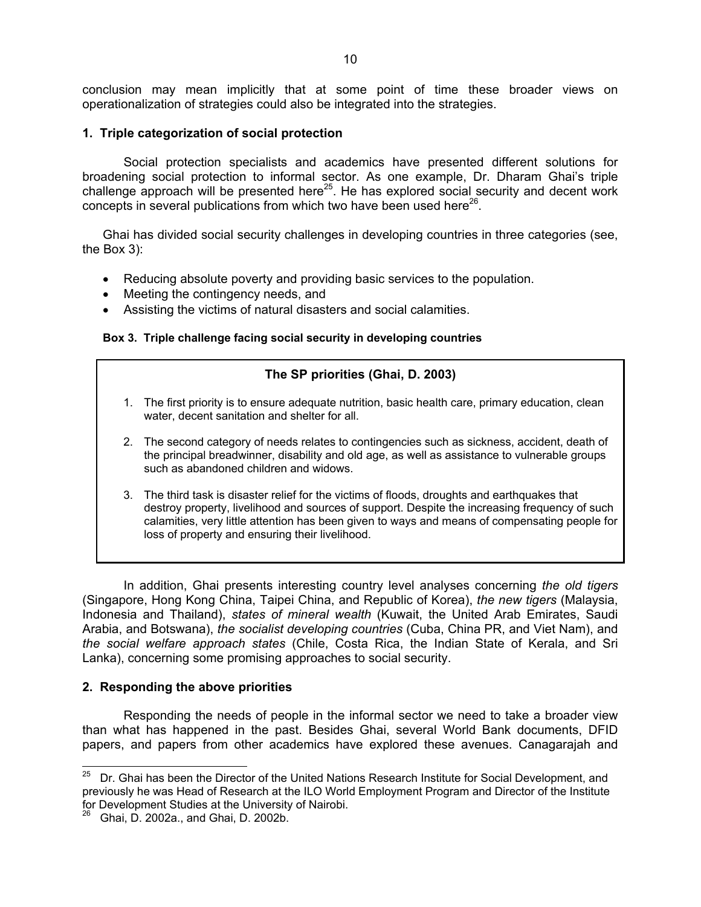conclusion may mean implicitly that at some point of time these broader views on operationalization of strategies could also be integrated into the strategies.

### 1. Triple categorization of social protection

Social protection specialists and academics have presented different solutions for broadening social protection to informal sector. As one example, Dr. Dharam Ghai's triple challenge approach will be presented here[25]. He has explored social security and decent work concepts in several publications from which two have been used here[26].

Ghai has divided social security challenges in developing countries in three categories (see, the Box 3):

- Reducing absolute poverty and providing basic services to the population.
- Meeting the contingency needs, and
- Assisting the victims of natural disasters and social calamities.

**Box 3. Triple challenge facing social security in developing countries**

> **The SP priorities (Ghai, D. 2003)**
>
> 1. The first priority is to ensure adequate nutrition, basic health care, primary education, clean water, decent sanitation and shelter for all.
> 2. The second category of needs relates to contingencies such as sickness, accident, death of the principal breadwinner, disability and old age, as well as assistance to vulnerable groups such as abandoned children and widows.
> 3. The third task is disaster relief for the victims of floods, droughts and earthquakes that destroy property, livelihood and sources of support. Despite the increasing frequency of such calamities, very little attention has been given to ways and means of compensating people for loss of property and ensuring their livelihood.

In addition, Ghai presents interesting country level analyses concerning *the old tigers* (Singapore, Hong Kong China, Taipei China, and Republic of Korea), *the new tigers* (Malaysia, Indonesia and Thailand), *states of mineral wealth* (Kuwait, the United Arab Emirates, Saudi Arabia, and Botswana), *the socialist developing countries* (Cuba, China PR, and Viet Nam), and *the social welfare approach states* (Chile, Costa Rica, the Indian State of Kerala, and Sri Lanka), concerning some promising approaches to social security.

### 2. Responding the above priorities

Responding the needs of people in the informal sector we need to take a broader view than what has happened in the past. Besides Ghai, several World Bank documents, DFID papers, and papers from other academics have explored these avenues. Canagarajah and

---

[25] Dr. Ghai has been the Director of the United Nations Research Institute for Social Development, and previously he was Head of Research at the ILO World Employment Program and Director of the Institute for Development Studies at the University of Nairobi.

[26] Ghai, D. 2002a., and Ghai, D. 2002b.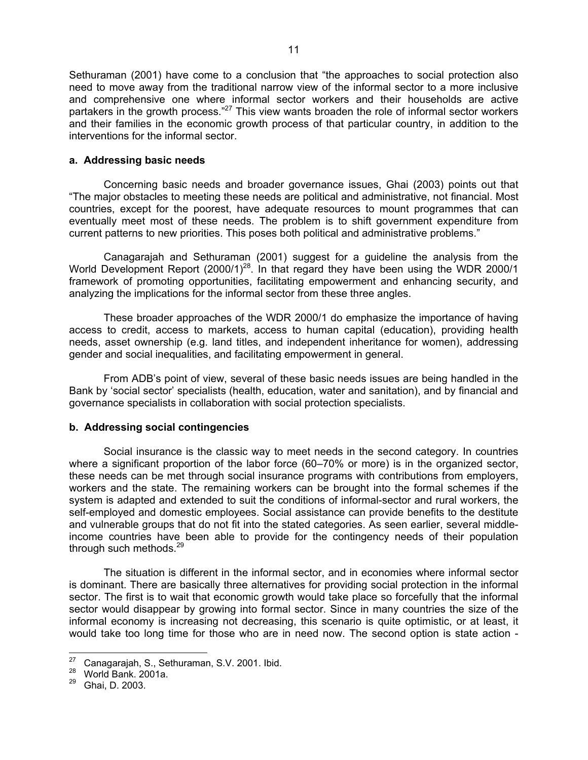Sethuraman (2001) have come to a conclusion that "the approaches to social protection also need to move away from the traditional narrow view of the informal sector to a more inclusive and comprehensive one where informal sector workers and their households are active partakers in the growth process."[27] This view wants broaden the role of informal sector workers and their families in the economic growth process of that particular country, in addition to the interventions for the informal sector.

**a. Addressing basic needs**

Concerning basic needs and broader governance issues, Ghai (2003) points out that "The major obstacles to meeting these needs are political and administrative, not financial. Most countries, except for the poorest, have adequate resources to mount programmes that can eventually meet most of these needs. The problem is to shift government expenditure from current patterns to new priorities. This poses both political and administrative problems."

Canagarajah and Sethuraman (2001) suggest for a guideline the analysis from the World Development Report (2000/1)[28]. In that regard they have been using the WDR 2000/1 framework of promoting opportunities, facilitating empowerment and enhancing security, and analyzing the implications for the informal sector from these three angles.

These broader approaches of the WDR 2000/1 do emphasize the importance of having access to credit, access to markets, access to human capital (education), providing health needs, asset ownership (e.g. land titles, and independent inheritance for women), addressing gender and social inequalities, and facilitating empowerment in general.

From ADB's point of view, several of these basic needs issues are being handled in the Bank by 'social sector' specialists (health, education, water and sanitation), and by financial and governance specialists in collaboration with social protection specialists.

**b. Addressing social contingencies**

Social insurance is the classic way to meet needs in the second category. In countries where a significant proportion of the labor force (60–70% or more) is in the organized sector, these needs can be met through social insurance programs with contributions from employers, workers and the state. The remaining workers can be brought into the formal schemes if the system is adapted and extended to suit the conditions of informal-sector and rural workers, the self-employed and domestic employees. Social assistance can provide benefits to the destitute and vulnerable groups that do not fit into the stated categories. As seen earlier, several middle-income countries have been able to provide for the contingency needs of their population through such methods.[29]

The situation is different in the informal sector, and in economies where informal sector is dominant. There are basically three alternatives for providing social protection in the informal sector. The first is to wait that economic growth would take place so forcefully that the informal sector would disappear by growing into formal sector. Since in many countries the size of the informal economy is increasing not decreasing, this scenario is quite optimistic, or at least, it would take too long time for those who are in need now. The second option is state action -

---

[27] Canagarajah, S., Sethuraman, S.V. 2001. Ibid.

[28] World Bank. 2001a.

[29] Ghai, D. 2003.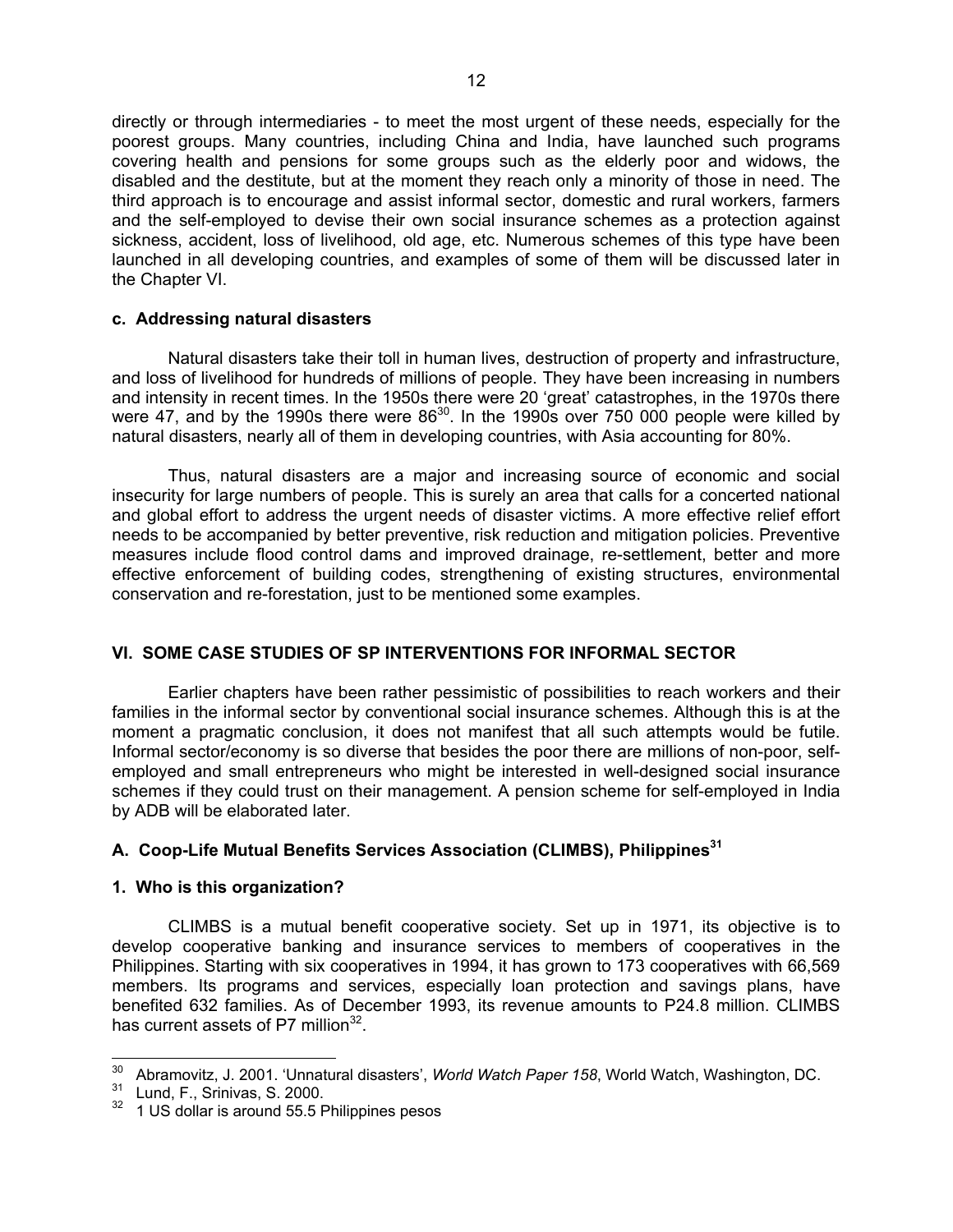directly or through intermediaries - to meet the most urgent of these needs, especially for the poorest groups. Many countries, including China and India, have launched such programs covering health and pensions for some groups such as the elderly poor and widows, the disabled and the destitute, but at the moment they reach only a minority of those in need. The third approach is to encourage and assist informal sector, domestic and rural workers, farmers and the self-employed to devise their own social insurance schemes as a protection against sickness, accident, loss of livelihood, old age, etc. Numerous schemes of this type have been launched in all developing countries, and examples of some of them will be discussed later in the Chapter VI.

#### c. Addressing natural disasters

Natural disasters take their toll in human lives, destruction of property and infrastructure, and loss of livelihood for hundreds of millions of people. They have been increasing in numbers and intensity in recent times. In the 1950s there were 20 'great' catastrophes, in the 1970s there were 47, and by the 1990s there were 86[30]. In the 1990s over 750 000 people were killed by natural disasters, nearly all of them in developing countries, with Asia accounting for 80%.

Thus, natural disasters are a major and increasing source of economic and social insecurity for large numbers of people. This is surely an area that calls for a concerted national and global effort to address the urgent needs of disaster victims. A more effective relief effort needs to be accompanied by better preventive, risk reduction and mitigation policies. Preventive measures include flood control dams and improved drainage, re-settlement, better and more effective enforcement of building codes, strengthening of existing structures, environmental conservation and re-forestation, just to be mentioned some examples.

## VI. SOME CASE STUDIES OF SP INTERVENTIONS FOR INFORMAL SECTOR

Earlier chapters have been rather pessimistic of possibilities to reach workers and their families in the informal sector by conventional social insurance schemes. Although this is at the moment a pragmatic conclusion, it does not manifest that all such attempts would be futile. Informal sector/economy is so diverse that besides the poor there are millions of non-poor, self-employed and small entrepreneurs who might be interested in well-designed social insurance schemes if they could trust on their management. A pension scheme for self-employed in India by ADB will be elaborated later.

### A. Coop-Life Mutual Benefits Services Association (CLIMBS), Philippines[31]

#### 1. Who is this organization?

CLIMBS is a mutual benefit cooperative society. Set up in 1971, its objective is to develop cooperative banking and insurance services to members of cooperatives in the Philippines. Starting with six cooperatives in 1994, it has grown to 173 cooperatives with 66,569 members. Its programs and services, especially loan protection and savings plans, have benefited 632 families. As of December 1993, its revenue amounts to P24.8 million. CLIMBS has current assets of P7 million[32].

---

[30] Abramovitz, J. 2001. 'Unnatural disasters', *World Watch Paper 158*, World Watch, Washington, DC.

[31] Lund, F., Srinivas, S. 2000.

[32] 1 US dollar is around 55.5 Philippines pesos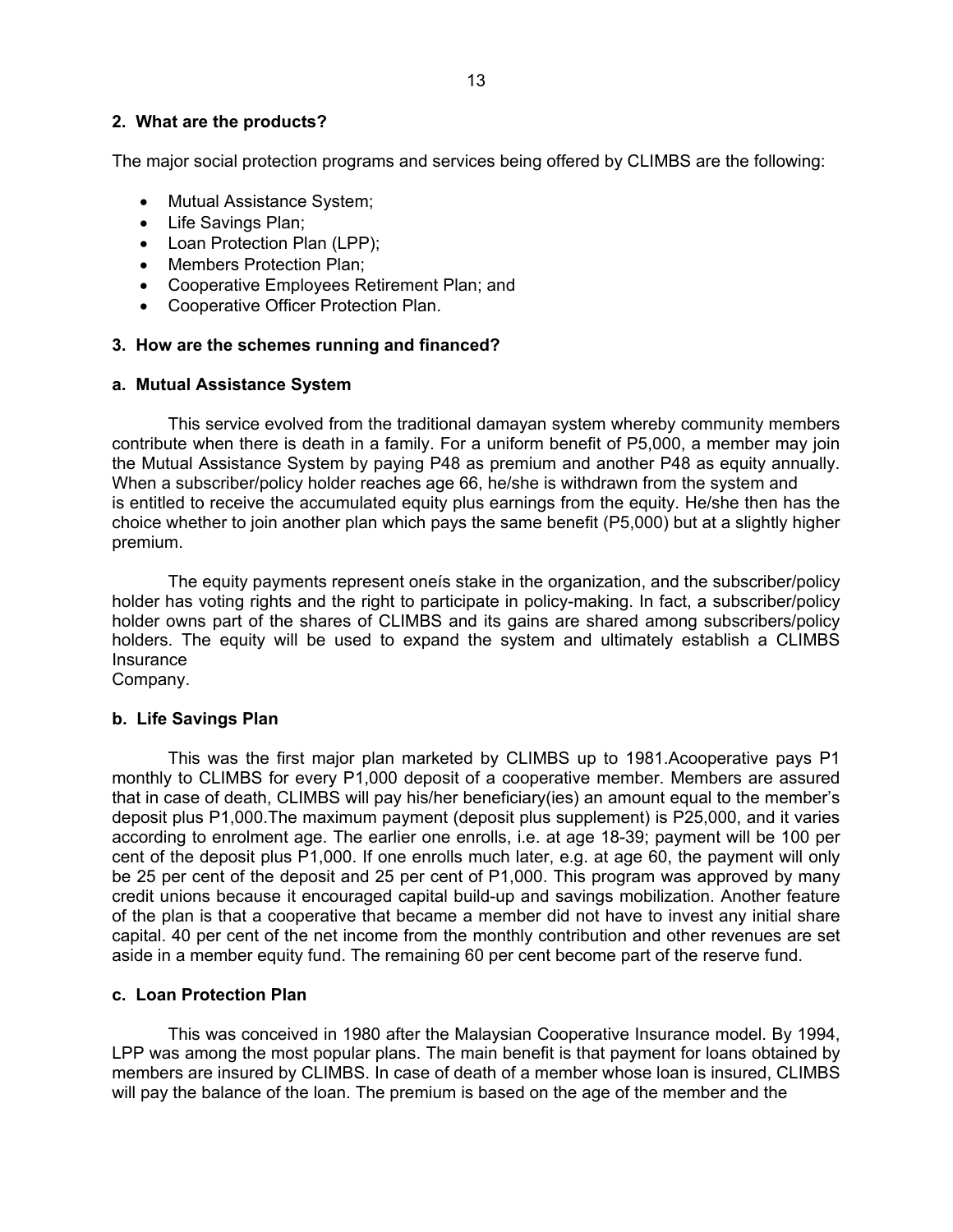## 2. What are the products?

The major social protection programs and services being offered by CLIMBS are the following:

- Mutual Assistance System;
- Life Savings Plan;
- Loan Protection Plan (LPP);
- Members Protection Plan;
- Cooperative Employees Retirement Plan; and
- Cooperative Officer Protection Plan.

## 3. How are the schemes running and financed?

### a. Mutual Assistance System

This service evolved from the traditional damayan system whereby community members contribute when there is death in a family. For a uniform benefit of P5,000, a member may join the Mutual Assistance System by paying P48 as premium and another P48 as equity annually. When a subscriber/policy holder reaches age 66, he/she is withdrawn from the system and is entitled to receive the accumulated equity plus earnings from the equity. He/she then has the choice whether to join another plan which pays the same benefit (P5,000) but at a slightly higher premium.

The equity payments represent oneís stake in the organization, and the subscriber/policy holder has voting rights and the right to participate in policy-making. In fact, a subscriber/policy holder owns part of the shares of CLIMBS and its gains are shared among subscribers/policy holders. The equity will be used to expand the system and ultimately establish a CLIMBS Insurance Company.

### b. Life Savings Plan

This was the first major plan marketed by CLIMBS up to 1981.Acooperative pays P1 monthly to CLIMBS for every P1,000 deposit of a cooperative member. Members are assured that in case of death, CLIMBS will pay his/her beneficiary(ies) an amount equal to the member's deposit plus P1,000.The maximum payment (deposit plus supplement) is P25,000, and it varies according to enrolment age. The earlier one enrolls, i.e. at age 18-39; payment will be 100 per cent of the deposit plus P1,000. If one enrolls much later, e.g. at age 60, the payment will only be 25 per cent of the deposit and 25 per cent of P1,000. This program was approved by many credit unions because it encouraged capital build-up and savings mobilization. Another feature of the plan is that a cooperative that became a member did not have to invest any initial share capital. 40 per cent of the net income from the monthly contribution and other revenues are set aside in a member equity fund. The remaining 60 per cent become part of the reserve fund.

### c. Loan Protection Plan

This was conceived in 1980 after the Malaysian Cooperative Insurance model. By 1994, LPP was among the most popular plans. The main benefit is that payment for loans obtained by members are insured by CLIMBS. In case of death of a member whose loan is insured, CLIMBS will pay the balance of the loan. The premium is based on the age of the member and the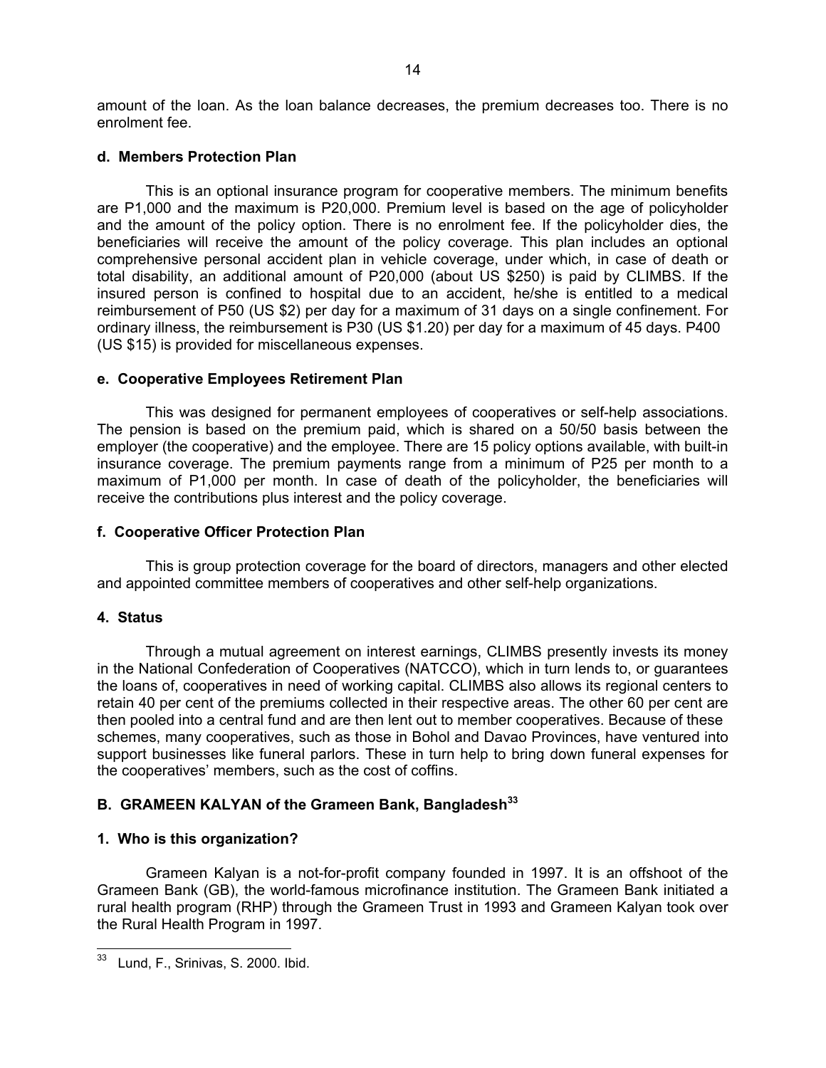amount of the loan. As the loan balance decreases, the premium decreases too. There is no enrolment fee.

**d. Members Protection Plan**

This is an optional insurance program for cooperative members. The minimum benefits are P1,000 and the maximum is P20,000. Premium level is based on the age of policyholder and the amount of the policy option. There is no enrolment fee. If the policyholder dies, the beneficiaries will receive the amount of the policy coverage. This plan includes an optional comprehensive personal accident plan in vehicle coverage, under which, in case of death or total disability, an additional amount of P20,000 (about US $250) is paid by CLIMBS. If the insured person is confined to hospital due to an accident, he/she is entitled to a medical reimbursement of P50 (US $2) per day for a maximum of 31 days on a single confinement. For ordinary illness, the reimbursement is P30 (US $1.20) per day for a maximum of 45 days. P400 (US $15) is provided for miscellaneous expenses.

**e. Cooperative Employees Retirement Plan**

This was designed for permanent employees of cooperatives or self-help associations. The pension is based on the premium paid, which is shared on a 50/50 basis between the employer (the cooperative) and the employee. There are 15 policy options available, with built-in insurance coverage. The premium payments range from a minimum of P25 per month to a maximum of P1,000 per month. In case of death of the policyholder, the beneficiaries will receive the contributions plus interest and the policy coverage.

**f. Cooperative Officer Protection Plan**

This is group protection coverage for the board of directors, managers and other elected and appointed committee members of cooperatives and other self-help organizations.

### 4. Status

Through a mutual agreement on interest earnings, CLIMBS presently invests its money in the National Confederation of Cooperatives (NATCCO), which in turn lends to, or guarantees the loans of, cooperatives in need of working capital. CLIMBS also allows its regional centers to retain 40 per cent of the premiums collected in their respective areas. The other 60 per cent are then pooled into a central fund and are then lent out to member cooperatives. Because of these schemes, many cooperatives, such as those in Bohol and Davao Provinces, have ventured into support businesses like funeral parlors. These in turn help to bring down funeral expenses for the cooperatives' members, such as the cost of coffins.

## B. GRAMEEN KALYAN of the Grameen Bank, Bangladesh[33]

### 1. Who is this organization?

Grameen Kalyan is a not-for-profit company founded in 1997. It is an offshoot of the Grameen Bank (GB), the world-famous microfinance institution. The Grameen Bank initiated a rural health program (RHP) through the Grameen Trust in 1993 and Grameen Kalyan took over the Rural Health Program in 1997.

---

[33] Lund, F., Srinivas, S. 2000. Ibid.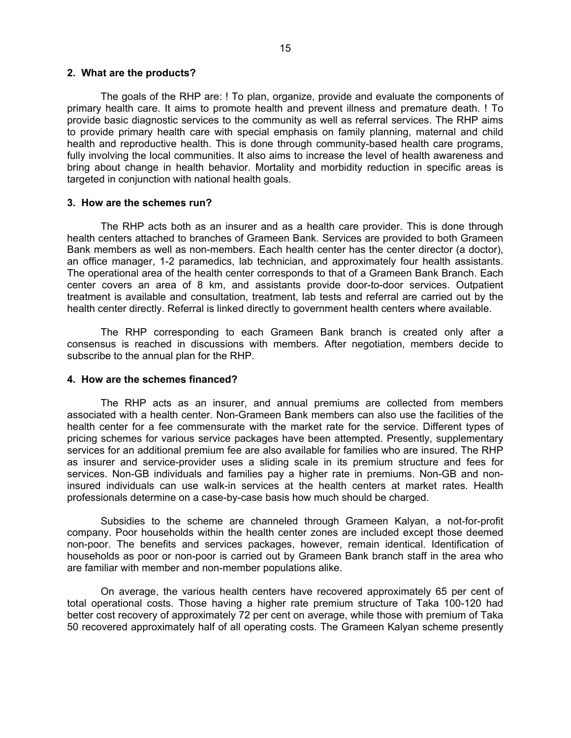**2. What are the products?**

The goals of the RHP are: ! To plan, organize, provide and evaluate the components of primary health care. It aims to promote health and prevent illness and premature death. ! To provide basic diagnostic services to the community as well as referral services. The RHP aims to provide primary health care with special emphasis on family planning, maternal and child health and reproductive health. This is done through community-based health care programs, fully involving the local communities. It also aims to increase the level of health awareness and bring about change in health behavior. Mortality and morbidity reduction in specific areas is targeted in conjunction with national health goals.

**3. How are the schemes run?**

The RHP acts both as an insurer and as a health care provider. This is done through health centers attached to branches of Grameen Bank. Services are provided to both Grameen Bank members as well as non-members. Each health center has the center director (a doctor), an office manager, 1-2 paramedics, lab technician, and approximately four health assistants. The operational area of the health center corresponds to that of a Grameen Bank Branch. Each center covers an area of 8 km, and assistants provide door-to-door services. Outpatient treatment is available and consultation, treatment, lab tests and referral are carried out by the health center directly. Referral is linked directly to government health centers where available.

The RHP corresponding to each Grameen Bank branch is created only after a consensus is reached in discussions with members. After negotiation, members decide to subscribe to the annual plan for the RHP.

**4. How are the schemes financed?**

The RHP acts as an insurer, and annual premiums are collected from members associated with a health center. Non-Grameen Bank members can also use the facilities of the health center for a fee commensurate with the market rate for the service. Different types of pricing schemes for various service packages have been attempted. Presently, supplementary services for an additional premium fee are also available for families who are insured. The RHP as insurer and service-provider uses a sliding scale in its premium structure and fees for services. Non-GB individuals and families pay a higher rate in premiums. Non-GB and non-insured individuals can use walk-in services at the health centers at market rates. Health professionals determine on a case-by-case basis how much should be charged.

Subsidies to the scheme are channeled through Grameen Kalyan, a not-for-profit company. Poor households within the health center zones are included except those deemed non-poor. The benefits and services packages, however, remain identical. Identification of households as poor or non-poor is carried out by Grameen Bank branch staff in the area who are familiar with member and non-member populations alike.

On average, the various health centers have recovered approximately 65 per cent of total operational costs. Those having a higher rate premium structure of Taka 100-120 had better cost recovery of approximately 72 per cent on average, while those with premium of Taka 50 recovered approximately half of all operating costs. The Grameen Kalyan scheme presently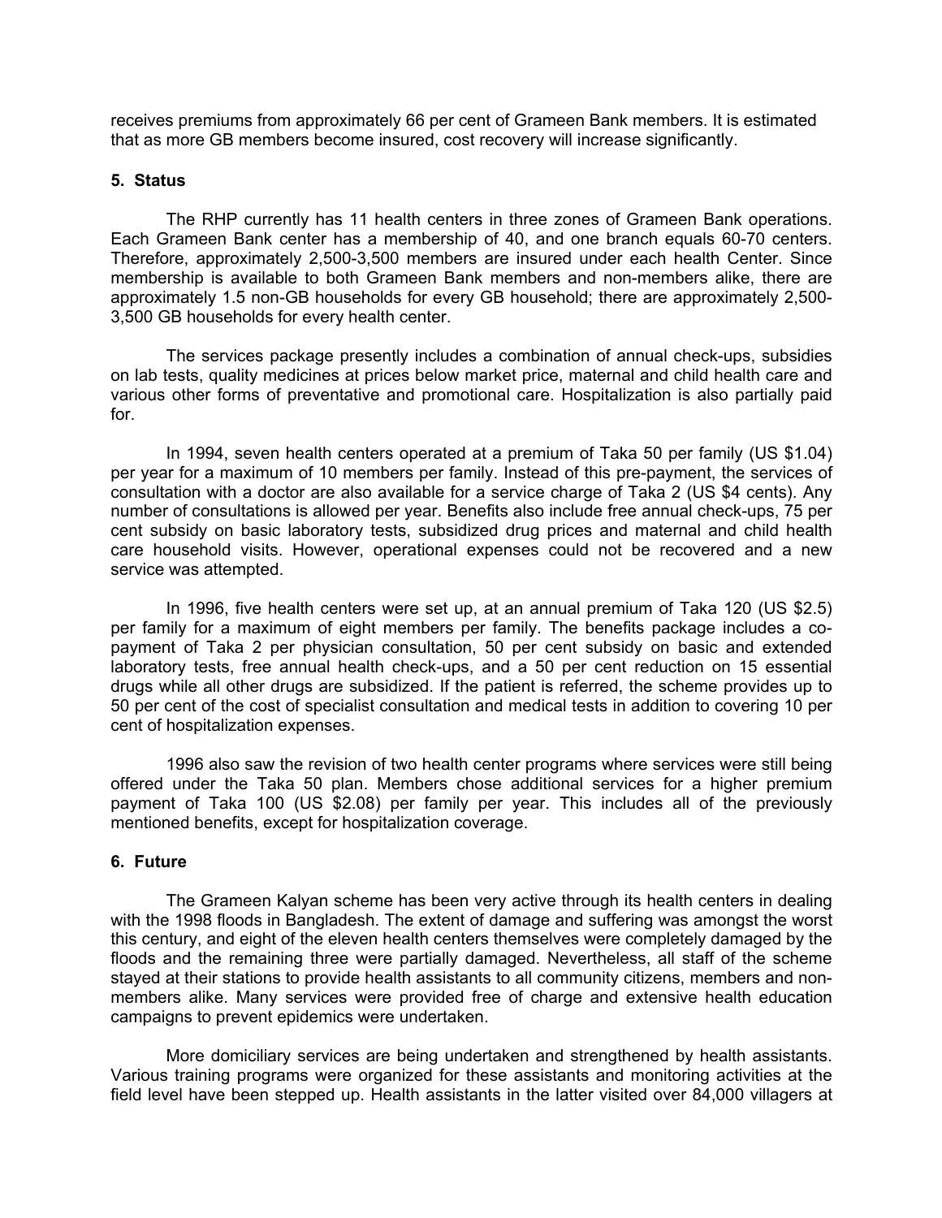receives premiums from approximately 66 per cent of Grameen Bank members. It is estimated that as more GB members become insured, cost recovery will increase significantly.

### 5. Status

The RHP currently has 11 health centers in three zones of Grameen Bank operations. Each Grameen Bank center has a membership of 40, and one branch equals 60-70 centers. Therefore, approximately 2,500-3,500 members are insured under each health Center. Since membership is available to both Grameen Bank members and non-members alike, there are approximately 1.5 non-GB households for every GB household; there are approximately 2,500-3,500 GB households for every health center.

The services package presently includes a combination of annual check-ups, subsidies on lab tests, quality medicines at prices below market price, maternal and child health care and various other forms of preventative and promotional care. Hospitalization is also partially paid for.

In 1994, seven health centers operated at a premium of Taka 50 per family (US $1.04) per year for a maximum of 10 members per family. Instead of this pre-payment, the services of consultation with a doctor are also available for a service charge of Taka 2 (US $4 cents). Any number of consultations is allowed per year. Benefits also include free annual check-ups, 75 per cent subsidy on basic laboratory tests, subsidized drug prices and maternal and child health care household visits. However, operational expenses could not be recovered and a new service was attempted.

In 1996, five health centers were set up, at an annual premium of Taka 120 (US $2.5) per family for a maximum of eight members per family. The benefits package includes a co-payment of Taka 2 per physician consultation, 50 per cent subsidy on basic and extended laboratory tests, free annual health check-ups, and a 50 per cent reduction on 15 essential drugs while all other drugs are subsidized. If the patient is referred, the scheme provides up to 50 per cent of the cost of specialist consultation and medical tests in addition to covering 10 per cent of hospitalization expenses.

1996 also saw the revision of two health center programs where services were still being offered under the Taka 50 plan. Members chose additional services for a higher premium payment of Taka 100 (US $2.08) per family per year. This includes all of the previously mentioned benefits, except for hospitalization coverage.

### 6. Future

The Grameen Kalyan scheme has been very active through its health centers in dealing with the 1998 floods in Bangladesh. The extent of damage and suffering was amongst the worst this century, and eight of the eleven health centers themselves were completely damaged by the floods and the remaining three were partially damaged. Nevertheless, all staff of the scheme stayed at their stations to provide health assistants to all community citizens, members and non-members alike. Many services were provided free of charge and extensive health education campaigns to prevent epidemics were undertaken.

More domiciliary services are being undertaken and strengthened by health assistants. Various training programs were organized for these assistants and monitoring activities at the field level have been stepped up. Health assistants in the latter visited over 84,000 villagers at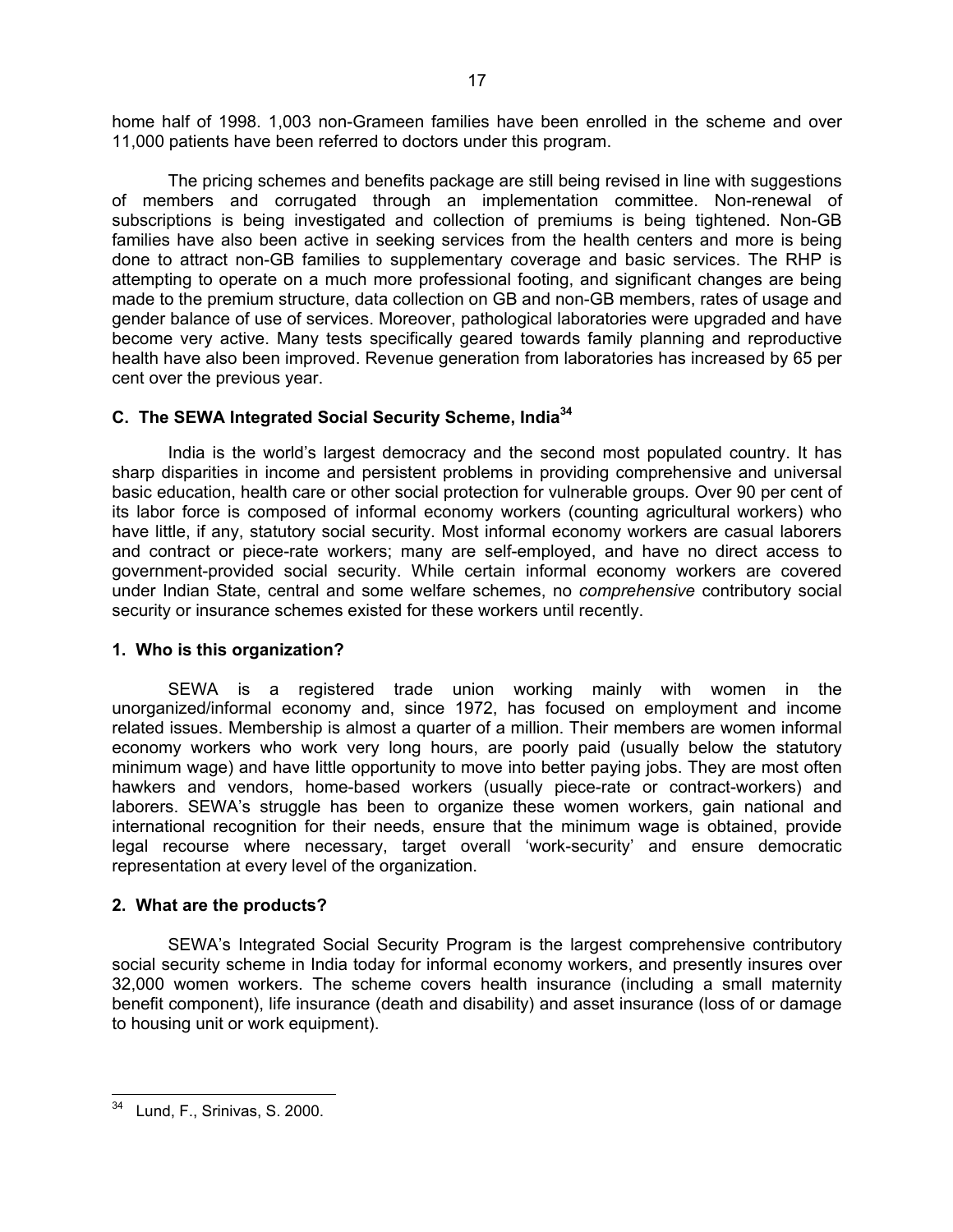home half of 1998. 1,003 non-Grameen families have been enrolled in the scheme and over 11,000 patients have been referred to doctors under this program.

The pricing schemes and benefits package are still being revised in line with suggestions of members and corrugated through an implementation committee. Non-renewal of subscriptions is being investigated and collection of premiums is being tightened. Non-GB families have also been active in seeking services from the health centers and more is being done to attract non-GB families to supplementary coverage and basic services. The RHP is attempting to operate on a much more professional footing, and significant changes are being made to the premium structure, data collection on GB and non-GB members, rates of usage and gender balance of use of services. Moreover, pathological laboratories were upgraded and have become very active. Many tests specifically geared towards family planning and reproductive health have also been improved. Revenue generation from laboratories has increased by 65 per cent over the previous year.

### C. The SEWA Integrated Social Security Scheme, India[34]

India is the world's largest democracy and the second most populated country. It has sharp disparities in income and persistent problems in providing comprehensive and universal basic education, health care or other social protection for vulnerable groups. Over 90 per cent of its labor force is composed of informal economy workers (counting agricultural workers) who have little, if any, statutory social security. Most informal economy workers are casual laborers and contract or piece-rate workers; many are self-employed, and have no direct access to government-provided social security. While certain informal economy workers are covered under Indian State, central and some welfare schemes, no *comprehensive* contributory social security or insurance schemes existed for these workers until recently.

#### 1. Who is this organization?

SEWA is a registered trade union working mainly with women in the unorganized/informal economy and, since 1972, has focused on employment and income related issues. Membership is almost a quarter of a million. Their members are women informal economy workers who work very long hours, are poorly paid (usually below the statutory minimum wage) and have little opportunity to move into better paying jobs. They are most often hawkers and vendors, home-based workers (usually piece-rate or contract-workers) and laborers. SEWA's struggle has been to organize these women workers, gain national and international recognition for their needs, ensure that the minimum wage is obtained, provide legal recourse where necessary, target overall 'work-security' and ensure democratic representation at every level of the organization.

#### 2. What are the products?

SEWA's Integrated Social Security Program is the largest comprehensive contributory social security scheme in India today for informal economy workers, and presently insures over 32,000 women workers. The scheme covers health insurance (including a small maternity benefit component), life insurance (death and disability) and asset insurance (loss of or damage to housing unit or work equipment).

---

[34] Lund, F., Srinivas, S. 2000.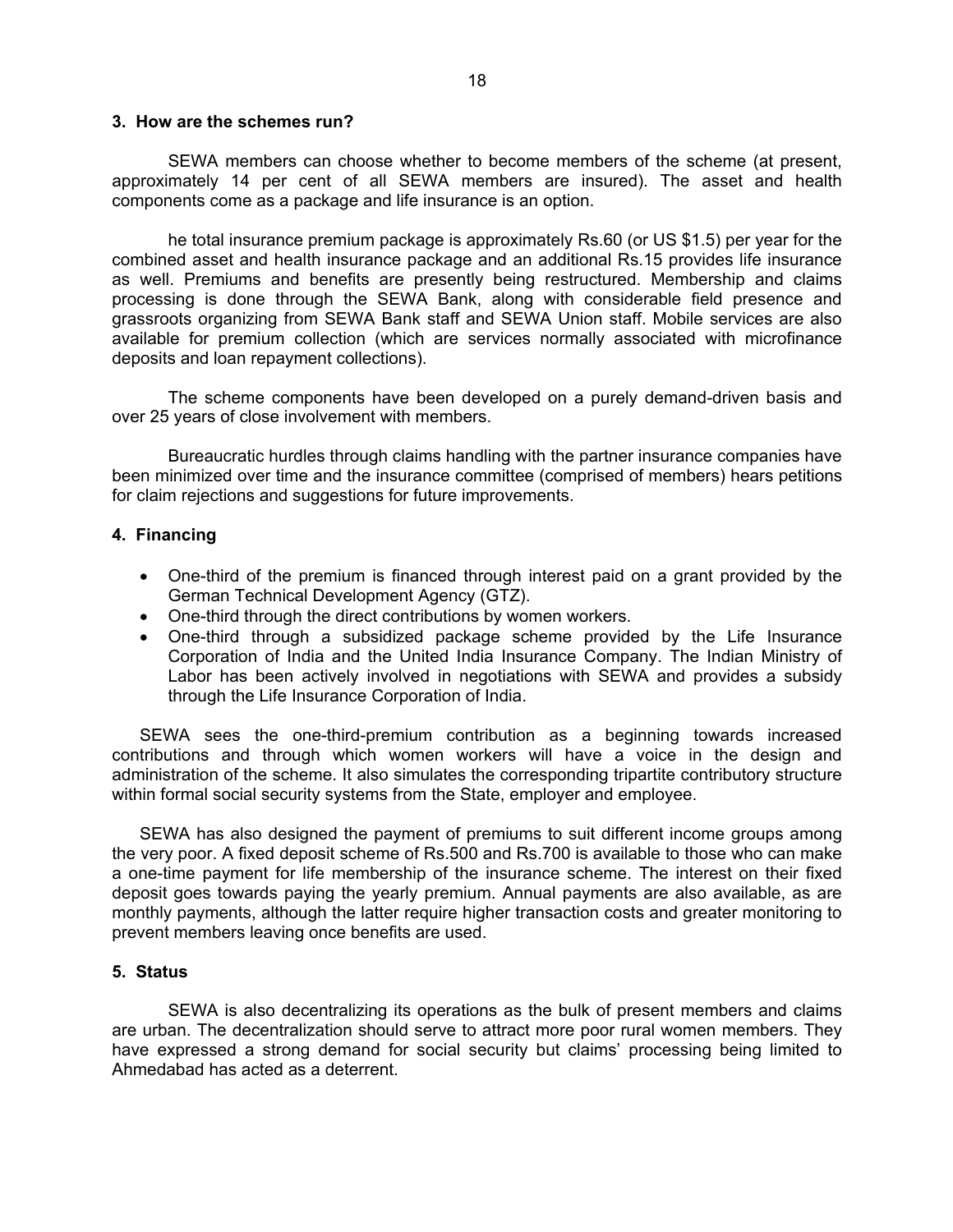### 3. How are the schemes run?

SEWA members can choose whether to become members of the scheme (at present, approximately 14 per cent of all SEWA members are insured). The asset and health components come as a package and life insurance is an option.

he total insurance premium package is approximately Rs.60 (or US $1.5) per year for the combined asset and health insurance package and an additional Rs.15 provides life insurance as well. Premiums and benefits are presently being restructured. Membership and claims processing is done through the SEWA Bank, along with considerable field presence and grassroots organizing from SEWA Bank staff and SEWA Union staff. Mobile services are also available for premium collection (which are services normally associated with microfinance deposits and loan repayment collections).

The scheme components have been developed on a purely demand-driven basis and over 25 years of close involvement with members.

Bureaucratic hurdles through claims handling with the partner insurance companies have been minimized over time and the insurance committee (comprised of members) hears petitions for claim rejections and suggestions for future improvements.

### 4. Financing

- One-third of the premium is financed through interest paid on a grant provided by the German Technical Development Agency (GTZ).
- One-third through the direct contributions by women workers.
- One-third through a subsidized package scheme provided by the Life Insurance Corporation of India and the United India Insurance Company. The Indian Ministry of Labor has been actively involved in negotiations with SEWA and provides a subsidy through the Life Insurance Corporation of India.

SEWA sees the one-third-premium contribution as a beginning towards increased contributions and through which women workers will have a voice in the design and administration of the scheme. It also simulates the corresponding tripartite contributory structure within formal social security systems from the State, employer and employee.

SEWA has also designed the payment of premiums to suit different income groups among the very poor. A fixed deposit scheme of Rs.500 and Rs.700 is available to those who can make a one-time payment for life membership of the insurance scheme. The interest on their fixed deposit goes towards paying the yearly premium. Annual payments are also available, as are monthly payments, although the latter require higher transaction costs and greater monitoring to prevent members leaving once benefits are used.

### 5. Status

SEWA is also decentralizing its operations as the bulk of present members and claims are urban. The decentralization should serve to attract more poor rural women members. They have expressed a strong demand for social security but claims' processing being limited to Ahmedabad has acted as a deterrent.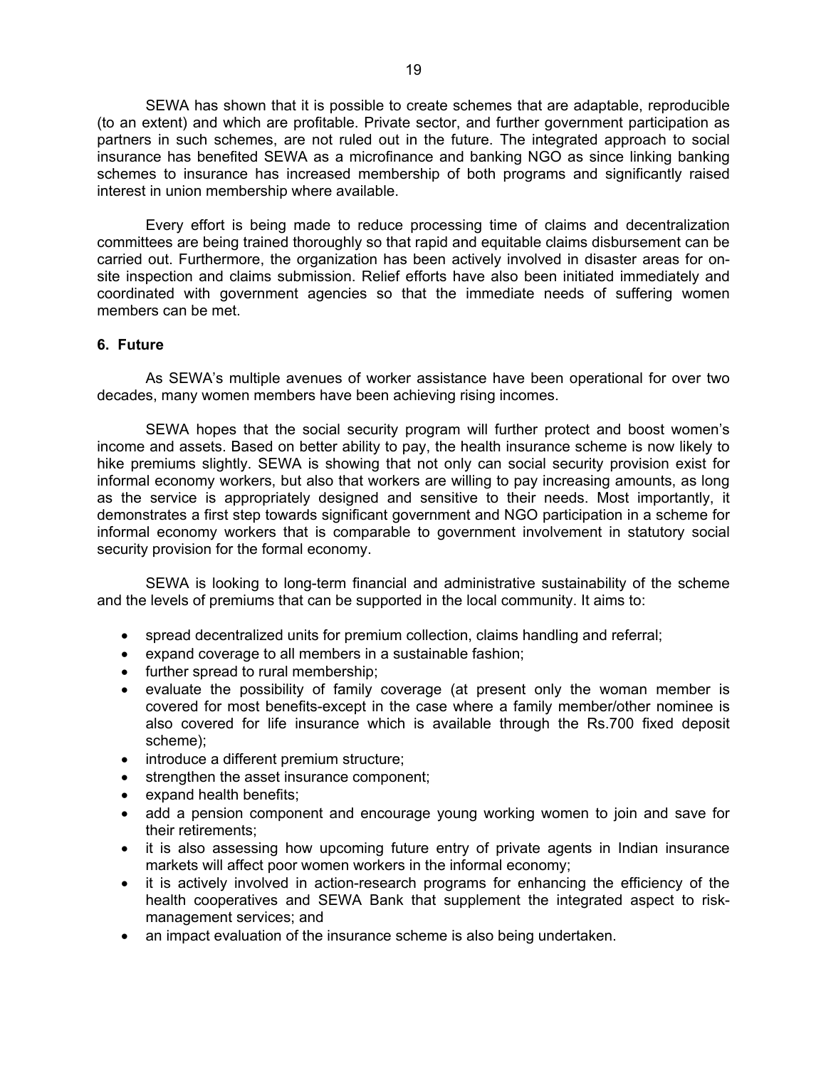SEWA has shown that it is possible to create schemes that are adaptable, reproducible (to an extent) and which are profitable. Private sector, and further government participation as partners in such schemes, are not ruled out in the future. The integrated approach to social insurance has benefited SEWA as a microfinance and banking NGO as since linking banking schemes to insurance has increased membership of both programs and significantly raised interest in union membership where available.

Every effort is being made to reduce processing time of claims and decentralization committees are being trained thoroughly so that rapid and equitable claims disbursement can be carried out. Furthermore, the organization has been actively involved in disaster areas for on-site inspection and claims submission. Relief efforts have also been initiated immediately and coordinated with government agencies so that the immediate needs of suffering women members can be met.

## 6. Future

As SEWA's multiple avenues of worker assistance have been operational for over two decades, many women members have been achieving rising incomes.

SEWA hopes that the social security program will further protect and boost women's income and assets. Based on better ability to pay, the health insurance scheme is now likely to hike premiums slightly. SEWA is showing that not only can social security provision exist for informal economy workers, but also that workers are willing to pay increasing amounts, as long as the service is appropriately designed and sensitive to their needs. Most importantly, it demonstrates a first step towards significant government and NGO participation in a scheme for informal economy workers that is comparable to government involvement in statutory social security provision for the formal economy.

SEWA is looking to long-term financial and administrative sustainability of the scheme and the levels of premiums that can be supported in the local community. It aims to:

- spread decentralized units for premium collection, claims handling and referral;
- expand coverage to all members in a sustainable fashion;
- further spread to rural membership;
- evaluate the possibility of family coverage (at present only the woman member is covered for most benefits-except in the case where a family member/other nominee is also covered for life insurance which is available through the Rs.700 fixed deposit scheme);
- introduce a different premium structure;
- strengthen the asset insurance component;
- expand health benefits;
- add a pension component and encourage young working women to join and save for their retirements;
- it is also assessing how upcoming future entry of private agents in Indian insurance markets will affect poor women workers in the informal economy;
- it is actively involved in action-research programs for enhancing the efficiency of the health cooperatives and SEWA Bank that supplement the integrated aspect to risk-management services; and
- an impact evaluation of the insurance scheme is also being undertaken.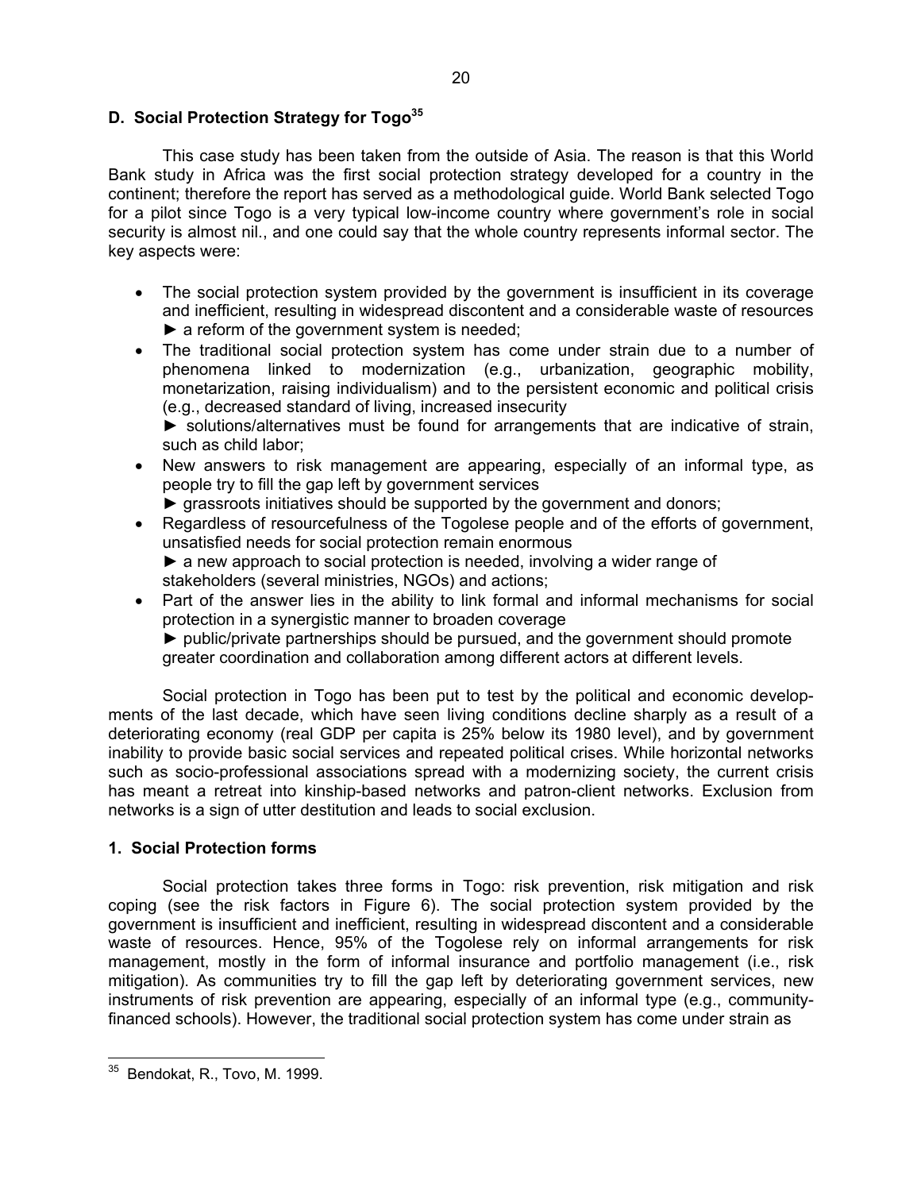### D. Social Protection Strategy for Togo[35]

This case study has been taken from the outside of Asia. The reason is that this World Bank study in Africa was the first social protection strategy developed for a country in the continent; therefore the report has served as a methodological guide. World Bank selected Togo for a pilot since Togo is a very typical low-income country where government's role in social security is almost nil., and one could say that the whole country represents informal sector. The key aspects were:

- The social protection system provided by the government is insufficient in its coverage and inefficient, resulting in widespread discontent and a considerable waste of resources ► a reform of the government system is needed;
- The traditional social protection system has come under strain due to a number of phenomena linked to modernization (e.g., urbanization, geographic mobility, monetarization, raising individualism) and to the persistent economic and political crisis (e.g., decreased standard of living, increased insecurity
  ► solutions/alternatives must be found for arrangements that are indicative of strain, such as child labor;
- New answers to risk management are appearing, especially of an informal type, as people try to fill the gap left by government services
  ► grassroots initiatives should be supported by the government and donors;
- Regardless of resourcefulness of the Togolese people and of the efforts of government, unsatisfied needs for social protection remain enormous
  ► a new approach to social protection is needed, involving a wider range of stakeholders (several ministries, NGOs) and actions;
- Part of the answer lies in the ability to link formal and informal mechanisms for social protection in a synergistic manner to broaden coverage
  ► public/private partnerships should be pursued, and the government should promote greater coordination and collaboration among different actors at different levels.

Social protection in Togo has been put to test by the political and economic developments of the last decade, which have seen living conditions decline sharply as a result of a deteriorating economy (real GDP per capita is 25% below its 1980 level), and by government inability to provide basic social services and repeated political crises. While horizontal networks such as socio-professional associations spread with a modernizing society, the current crisis has meant a retreat into kinship-based networks and patron-client networks. Exclusion from networks is a sign of utter destitution and leads to social exclusion.

#### 1. Social Protection forms

Social protection takes three forms in Togo: risk prevention, risk mitigation and risk coping (see the risk factors in Figure 6). The social protection system provided by the government is insufficient and inefficient, resulting in widespread discontent and a considerable waste of resources. Hence, 95% of the Togolese rely on informal arrangements for risk management, mostly in the form of informal insurance and portfolio management (i.e., risk mitigation). As communities try to fill the gap left by deteriorating government services, new instruments of risk prevention are appearing, especially of an informal type (e.g., community-financed schools). However, the traditional social protection system has come under strain as

---

[35] Bendokat, R., Tovo, M. 1999.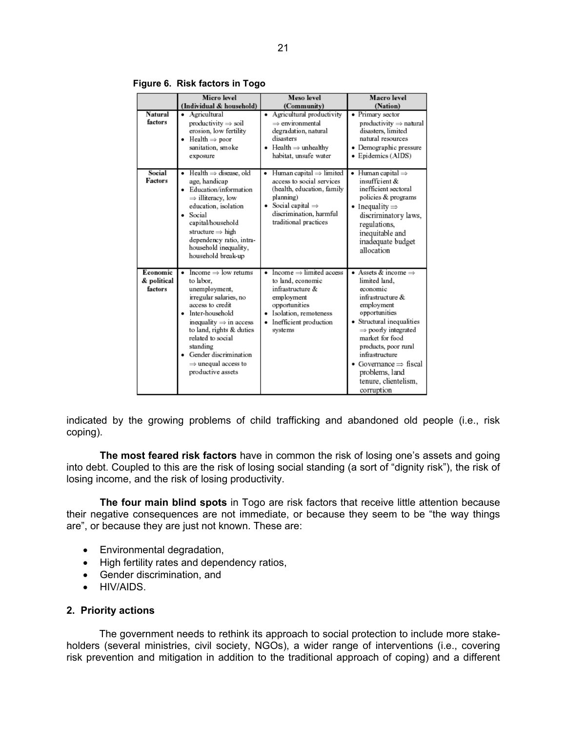**Figure 6. Risk factors in Togo**

| | Micro level (Individual & household) | Meso level (Community) | Macro level (Nation) |
|---|---|---|---|
| **Natural factors** | • Agricultural productivity ⇒ soil erosion, low fertility<br>• Health ⇒ poor sanitation, smoke exposure | • Agricultural productivity ⇒ environmental degradation, natural disasters<br>• Health ⇒ unhealthy habitat, unsafe water | • Primary sector productivity ⇒ natural disasters, limited natural resources<br>• Demographic pressure<br>• Epidemics (AIDS) |
| **Social Factors** | • Health ⇒ disease, old age, handicap<br>• Education/information ⇒ illiteracy, low education, isolation<br>• Social capital/household structure ⇒ high dependency ratio, intra-household inequality, household break-up | • Human capital ⇒ limited access to social services (health, education, family planning)<br>• Social capital ⇒ discrimination, harmful traditional practices | • Human capital ⇒ insuffcient & inefficient sectoral policies & programs<br>• Inequality ⇒ discriminatory laws, regulations, inequitable and inadequate budget allocation |
| **Economic & political factors** | • Income ⇒ low returns to labor, unemployment, irregular salaries, no access to credit<br>• Inter-household inequality ⇒ in access to land, rights & duties related to social standing<br>• Gender discrimination ⇒ unequal access to productive assets | • Income ⇒ limited access to land, economic infrastructure & employment opportunities<br>• Isolation, remoteness<br>• Inefficient production systems | • Assets & income ⇒ limited land, economic infrastructure & employment opportunities<br>• Structural inequalities ⇒ poorly integrated market for food products, poor rural infrastructure<br>• Governance ⇒ fiscal problems, land tenure, clientelism, corruption |

indicated by the growing problems of child trafficking and abandoned old people (i.e., risk coping).

**The most feared risk factors** have in common the risk of losing one's assets and going into debt. Coupled to this are the risk of losing social standing (a sort of "dignity risk"), the risk of losing income, and the risk of losing productivity.

**The four main blind spots** in Togo are risk factors that receive little attention because their negative consequences are not immediate, or because they seem to be "the way things are", or because they are just not known. These are:

- Environmental degradation,
- High fertility rates and dependency ratios,
- Gender discrimination, and
- HIV/AIDS.

### 2. Priority actions

The government needs to rethink its approach to social protection to include more stake-holders (several ministries, civil society, NGOs), a wider range of interventions (i.e., covering risk prevention and mitigation in addition to the traditional approach of coping) and a different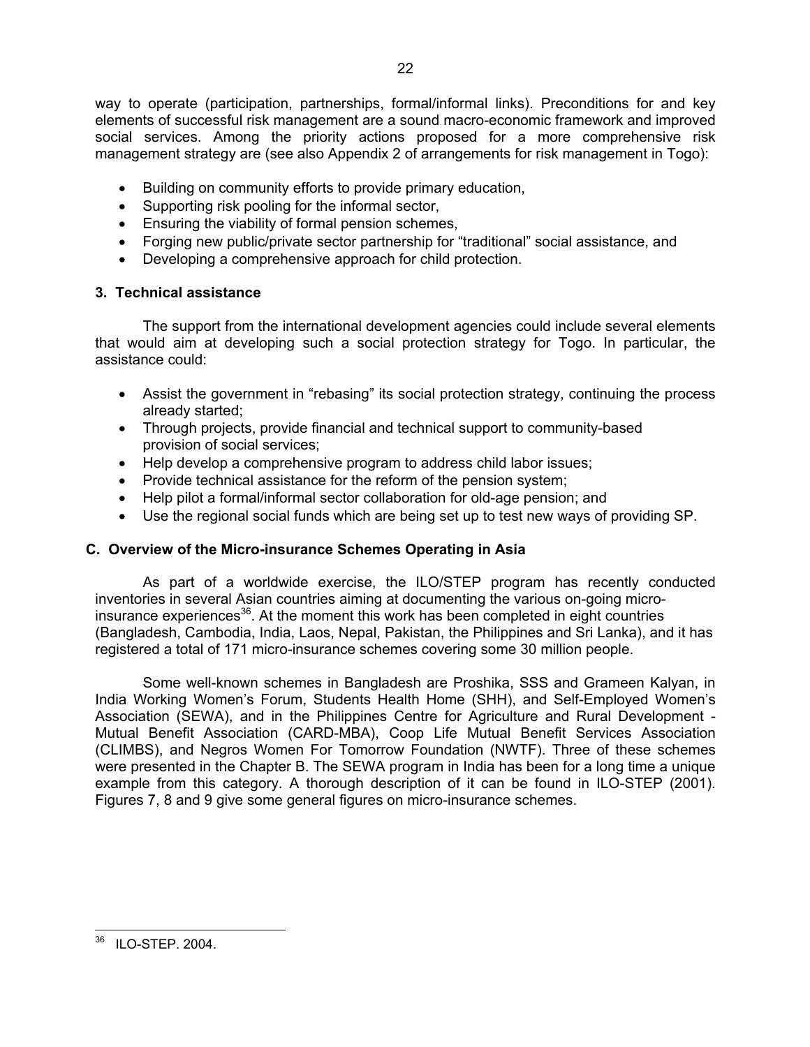way to operate (participation, partnerships, formal/informal links). Preconditions for and key elements of successful risk management are a sound macro-economic framework and improved social services. Among the priority actions proposed for a more comprehensive risk management strategy are (see also Appendix 2 of arrangements for risk management in Togo):

- Building on community efforts to provide primary education,
- Supporting risk pooling for the informal sector,
- Ensuring the viability of formal pension schemes,
- Forging new public/private sector partnership for "traditional" social assistance, and
- Developing a comprehensive approach for child protection.

### 3. Technical assistance

The support from the international development agencies could include several elements that would aim at developing such a social protection strategy for Togo. In particular, the assistance could:

- Assist the government in "rebasing" its social protection strategy, continuing the process already started;
- Through projects, provide financial and technical support to community-based provision of social services;
- Help develop a comprehensive program to address child labor issues;
- Provide technical assistance for the reform of the pension system;
- Help pilot a formal/informal sector collaboration for old-age pension; and
- Use the regional social funds which are being set up to test new ways of providing SP.

## C. Overview of the Micro-insurance Schemes Operating in Asia

As part of a worldwide exercise, the ILO/STEP program has recently conducted inventories in several Asian countries aiming at documenting the various on-going micro-insurance experiences[36]. At the moment this work has been completed in eight countries (Bangladesh, Cambodia, India, Laos, Nepal, Pakistan, the Philippines and Sri Lanka), and it has registered a total of 171 micro-insurance schemes covering some 30 million people.

Some well-known schemes in Bangladesh are Proshika, SSS and Grameen Kalyan, in India Working Women's Forum, Students Health Home (SHH), and Self-Employed Women's Association (SEWA), and in the Philippines Centre for Agriculture and Rural Development - Mutual Benefit Association (CARD-MBA), Coop Life Mutual Benefit Services Association (CLIMBS), and Negros Women For Tomorrow Foundation (NWTF). Three of these schemes were presented in the Chapter B. The SEWA program in India has been for a long time a unique example from this category. A thorough description of it can be found in ILO-STEP (2001). Figures 7, 8 and 9 give some general figures on micro-insurance schemes.

[36] ILO-STEP. 2004.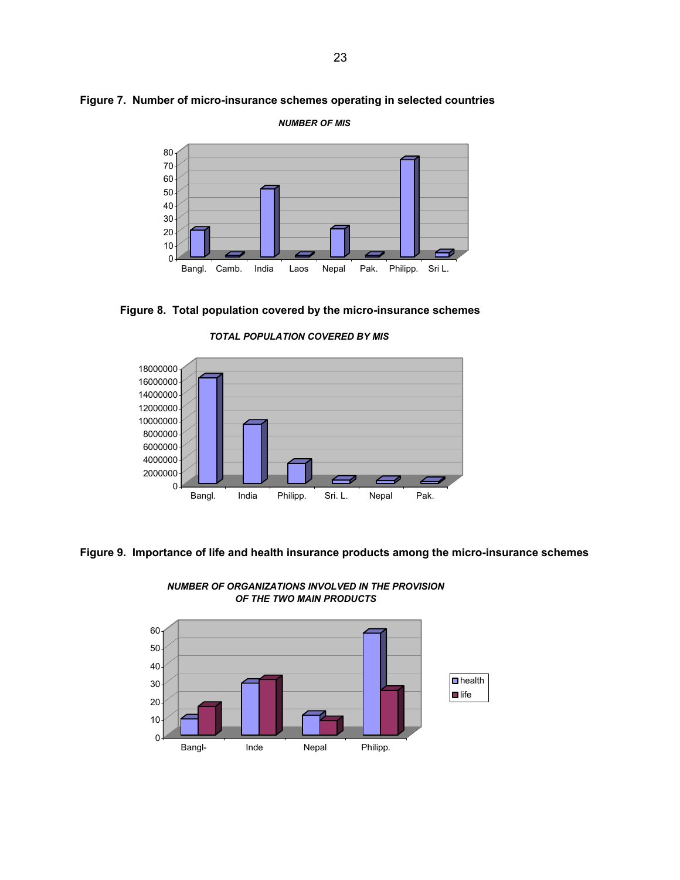**Figure 7. Number of micro-insurance schemes operating in selected countries**

**Figure 8. Total population covered by the micro-insurance schemes**

**Figure 9. Importance of life and health insurance products among the micro-insurance schemes**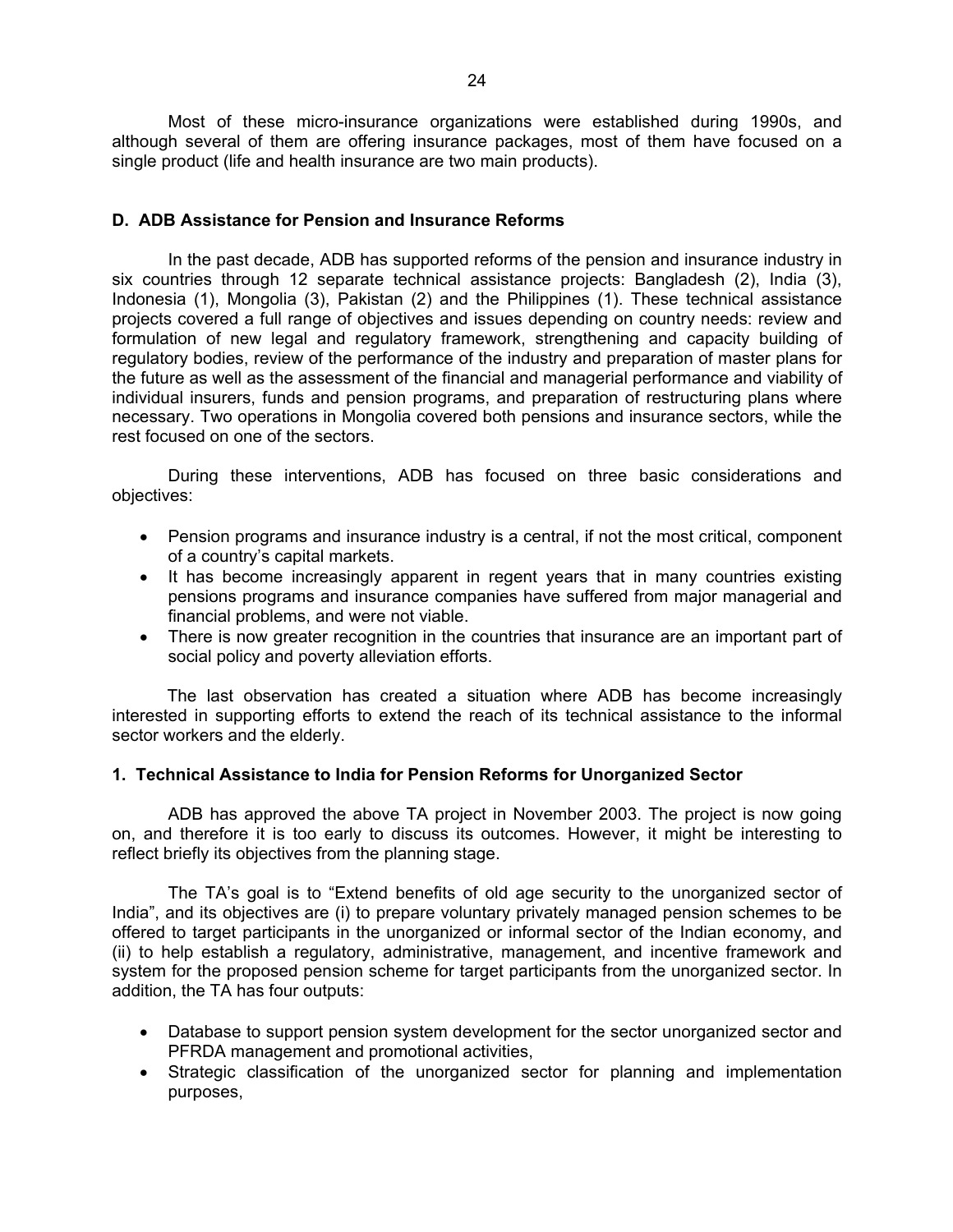Most of these micro-insurance organizations were established during 1990s, and although several of them are offering insurance packages, most of them have focused on a single product (life and health insurance are two main products).

### D. ADB Assistance for Pension and Insurance Reforms

In the past decade, ADB has supported reforms of the pension and insurance industry in six countries through 12 separate technical assistance projects: Bangladesh (2), India (3), Indonesia (1), Mongolia (3), Pakistan (2) and the Philippines (1). These technical assistance projects covered a full range of objectives and issues depending on country needs: review and formulation of new legal and regulatory framework, strengthening and capacity building of regulatory bodies, review of the performance of the industry and preparation of master plans for the future as well as the assessment of the financial and managerial performance and viability of individual insurers, funds and pension programs, and preparation of restructuring plans where necessary. Two operations in Mongolia covered both pensions and insurance sectors, while the rest focused on one of the sectors.

During these interventions, ADB has focused on three basic considerations and objectives:

- Pension programs and insurance industry is a central, if not the most critical, component of a country's capital markets.
- It has become increasingly apparent in regent years that in many countries existing pensions programs and insurance companies have suffered from major managerial and financial problems, and were not viable.
- There is now greater recognition in the countries that insurance are an important part of social policy and poverty alleviation efforts.

The last observation has created a situation where ADB has become increasingly interested in supporting efforts to extend the reach of its technical assistance to the informal sector workers and the elderly.

#### 1. Technical Assistance to India for Pension Reforms for Unorganized Sector

ADB has approved the above TA project in November 2003. The project is now going on, and therefore it is too early to discuss its outcomes. However, it might be interesting to reflect briefly its objectives from the planning stage.

The TA's goal is to "Extend benefits of old age security to the unorganized sector of India", and its objectives are (i) to prepare voluntary privately managed pension schemes to be offered to target participants in the unorganized or informal sector of the Indian economy, and (ii) to help establish a regulatory, administrative, management, and incentive framework and system for the proposed pension scheme for target participants from the unorganized sector. In addition, the TA has four outputs:

- Database to support pension system development for the sector unorganized sector and PFRDA management and promotional activities,
- Strategic classification of the unorganized sector for planning and implementation purposes,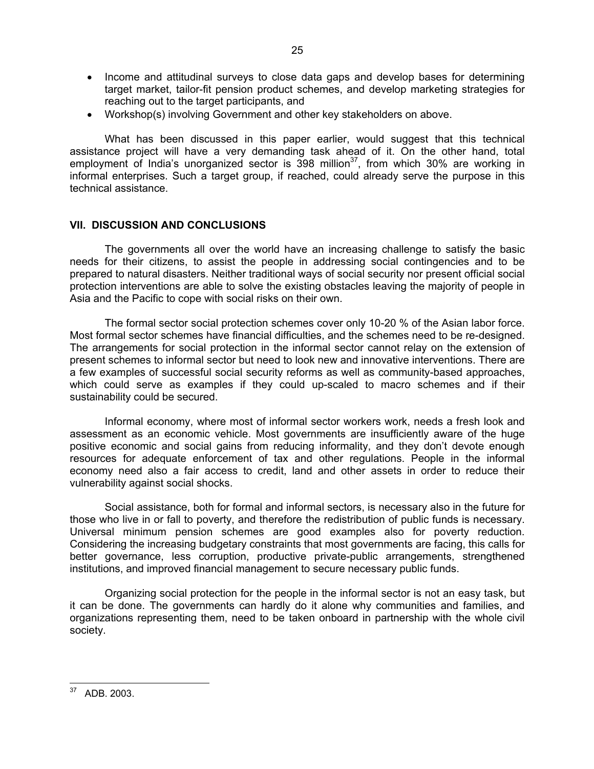- Income and attitudinal surveys to close data gaps and develop bases for determining target market, tailor-fit pension product schemes, and develop marketing strategies for reaching out to the target participants, and
- Workshop(s) involving Government and other key stakeholders on above.

What has been discussed in this paper earlier, would suggest that this technical assistance project will have a very demanding task ahead of it. On the other hand, total employment of India's unorganized sector is 398 million[37], from which 30% are working in informal enterprises. Such a target group, if reached, could already serve the purpose in this technical assistance.

## VII. DISCUSSION AND CONCLUSIONS

The governments all over the world have an increasing challenge to satisfy the basic needs for their citizens, to assist the people in addressing social contingencies and to be prepared to natural disasters. Neither traditional ways of social security nor present official social protection interventions are able to solve the existing obstacles leaving the majority of people in Asia and the Pacific to cope with social risks on their own.

The formal sector social protection schemes cover only 10-20 % of the Asian labor force. Most formal sector schemes have financial difficulties, and the schemes need to be re-designed. The arrangements for social protection in the informal sector cannot relay on the extension of present schemes to informal sector but need to look new and innovative interventions. There are a few examples of successful social security reforms as well as community-based approaches, which could serve as examples if they could up-scaled to macro schemes and if their sustainability could be secured.

Informal economy, where most of informal sector workers work, needs a fresh look and assessment as an economic vehicle. Most governments are insufficiently aware of the huge positive economic and social gains from reducing informality, and they don't devote enough resources for adequate enforcement of tax and other regulations. People in the informal economy need also a fair access to credit, land and other assets in order to reduce their vulnerability against social shocks.

Social assistance, both for formal and informal sectors, is necessary also in the future for those who live in or fall to poverty, and therefore the redistribution of public funds is necessary. Universal minimum pension schemes are good examples also for poverty reduction. Considering the increasing budgetary constraints that most governments are facing, this calls for better governance, less corruption, productive private-public arrangements, strengthened institutions, and improved financial management to secure necessary public funds.

Organizing social protection for the people in the informal sector is not an easy task, but it can be done. The governments can hardly do it alone why communities and families, and organizations representing them, need to be taken onboard in partnership with the whole civil society.

---

[37] ADB. 2003.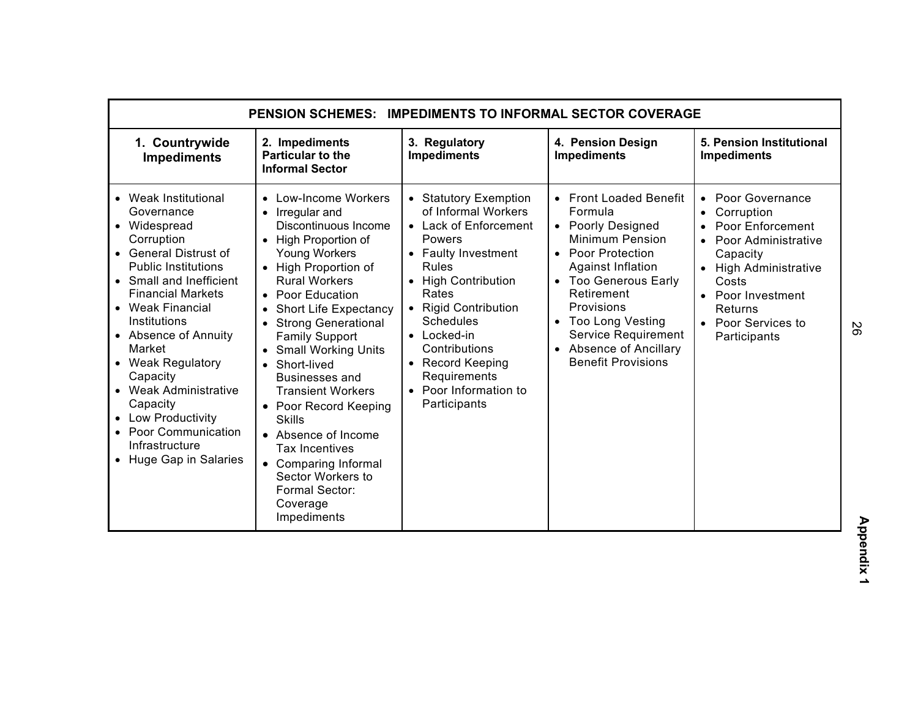| PENSION SCHEMES: IMPEDIMENTS TO INFORMAL SECTOR COVERAGE | | | | |
|---|---|---|---|---|
| **1. Countrywide Impediments** | **2. Impediments Particular to the Informal Sector** | **3. Regulatory Impediments** | **4. Pension Design Impediments** | **5. Pension Institutional Impediments** |
| • Weak Institutional Governance<br>• Widespread Corruption<br>• General Distrust of Public Institutions<br>• Small and Inefficient Financial Markets<br>• Weak Financial Institutions<br>• Absence of Annuity Market<br>• Weak Regulatory Capacity<br>• Weak Administrative Capacity<br>• Low Productivity<br>• Poor Communication Infrastructure<br>• Huge Gap in Salaries | • Low-Income Workers<br>• Irregular and Discontinuous Income<br>• High Proportion of Young Workers<br>• High Proportion of Rural Workers<br>• Poor Education<br>• Short Life Expectancy<br>• Strong Generational Family Support<br>• Small Working Units<br>• Short-lived Businesses and Transient Workers<br>• Poor Record Keeping Skills<br>• Absence of Income Tax Incentives<br>• Comparing Informal Sector Workers to Formal Sector: Coverage Impediments | • Statutory Exemption of Informal Workers<br>• Lack of Enforcement Powers<br>• Faulty Investment Rules<br>• High Contribution Rates<br>• Rigid Contribution Schedules<br>• Locked-in Contributions<br>• Record Keeping Requirements<br>• Poor Information to Participants | • Front Loaded Benefit Formula<br>• Poorly Designed Minimum Pension<br>• Poor Protection Against Inflation<br>• Too Generous Early Retirement Provisions<br>• Too Long Vesting Service Requirement<br>• Absence of Ancillary Benefit Provisions | • Poor Governance<br>• Corruption<br>• Poor Enforcement<br>• Poor Administrative Capacity<br>• High Administrative Costs<br>• Poor Investment Returns<br>• Poor Services to Participants |

**Appendix 1**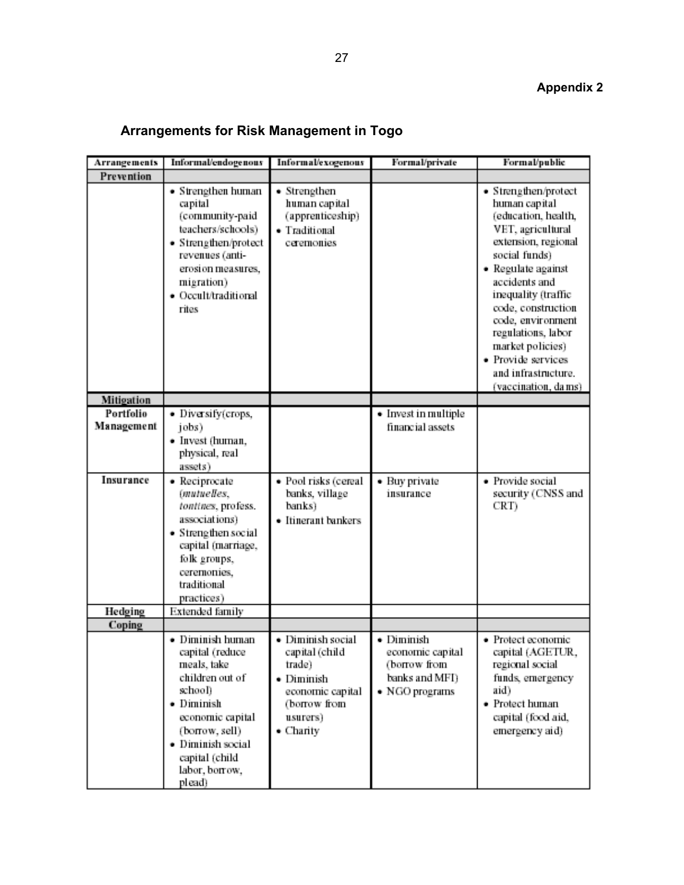**Appendix 2**

## Arrangements for Risk Management in Togo

| Arrangements | Informal/endogenous | Informal/exogenous | Formal/private | Formal/public |
|---|---|---|---|---|
| **Prevention** | | | | |
| | • Strengthen human capital (community-paid teachers/schools)<br>• Strengthen/protect revenues (anti-erosion measures, migration)<br>• Occult/traditional rites | • Strengthen human capital (apprenticeship)<br>• Traditional ceremonies | | • Strengthen/protect human capital (education, health, VET, agricultural extension, regional social funds)<br>• Regulate against accidents and inequality (traffic code, construction code, environment regulations, labor market policies)<br>• Provide services and infrastructure. (vaccination, dams) |
| **Mitigation** | | | | |
| **Portfolio Management** | • Diversify(crops, jobs)<br>• Invest (human, physical, real assets) | | • Invest in multiple financial assets | |
| **Insurance** | • Reciprocate (*mutuelles*, *tontines*, profess. associations)<br>• Strengthen social capital (marriage, folk groups, ceremonies, traditional practices) | • Pool risks (cereal banks, village banks)<br>• Itinerant bankers | • Buy private insurance | • Provide social security (CNSS and CRT) |
| **Hedging** | Extended family | | | |
| **Coping** | | | | |
| | • Diminish human capital (reduce meals, take children out of school)<br>• Diminish economic capital (borrow, sell)<br>• Diminish social capital (child labor, borrow, plead) | • Diminish social capital (child trade)<br>• Diminish economic capital (borrow from usurers)<br>• Charity | • Diminish economic capital (borrow from banks and MFI)<br>• NGO programs | • Protect economic capital (AGETUR, regional social funds, emergency aid)<br>• Protect human capital (food aid, emergency aid) |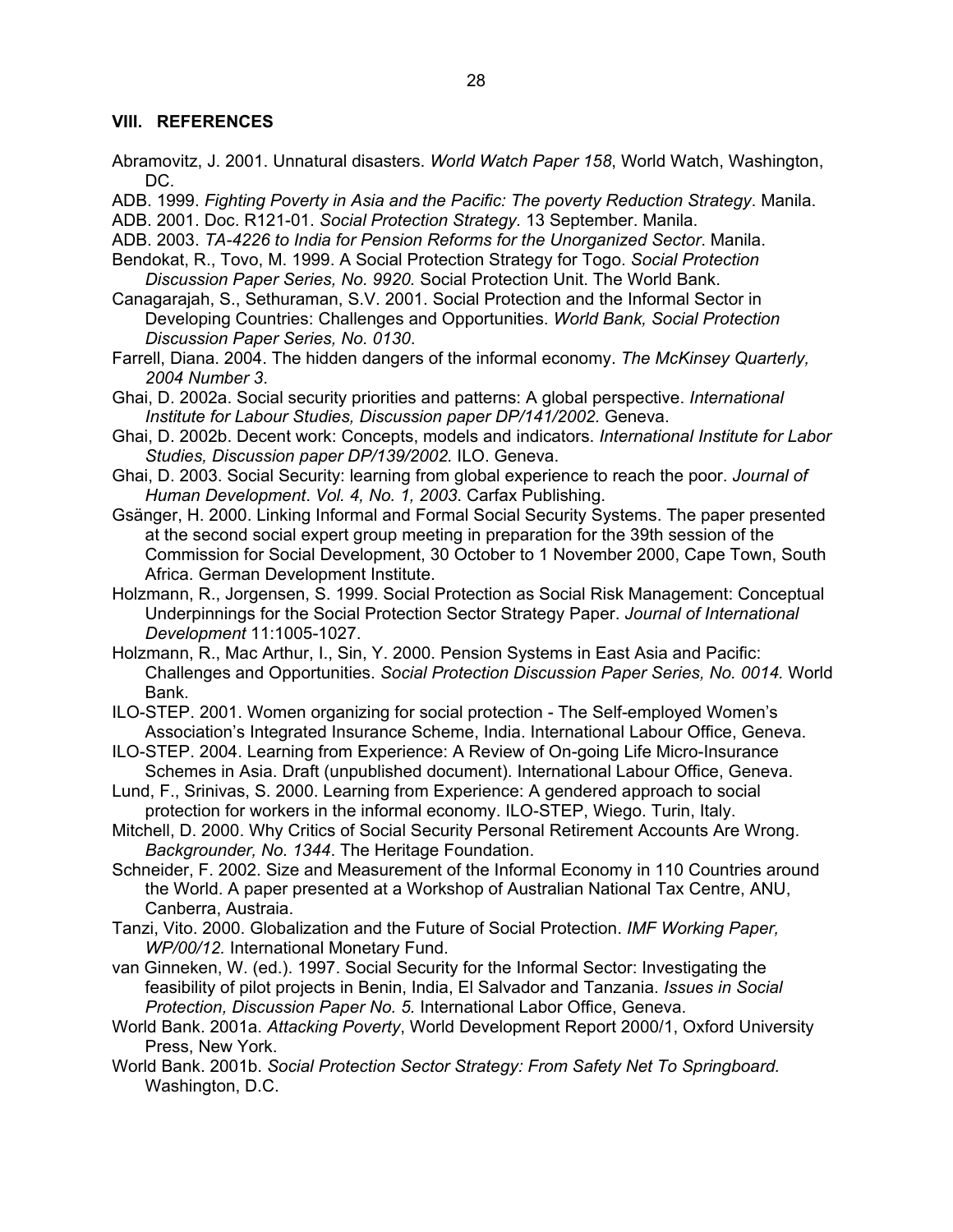## VIII. REFERENCES

Abramovitz, J. 2001. Unnatural disasters. *World Watch Paper 158*, World Watch, Washington, DC.

ADB. 1999. *Fighting Poverty in Asia and the Pacific: The poverty Reduction Strategy*. Manila.

ADB. 2001. Doc. R121-01. *Social Protection Strategy.* 13 September. Manila.

ADB. 2003. *TA-4226 to India for Pension Reforms for the Unorganized Sector*. Manila.

Bendokat, R., Tovo, M. 1999. A Social Protection Strategy for Togo. *Social Protection Discussion Paper Series, No. 9920.* Social Protection Unit. The World Bank.

Canagarajah, S., Sethuraman, S.V. 2001. Social Protection and the Informal Sector in Developing Countries: Challenges and Opportunities. *World Bank, Social Protection Discussion Paper Series, No. 0130*.

Farrell, Diana. 2004. The hidden dangers of the informal economy. *The McKinsey Quarterly, 2004 Number 3*.

Ghai, D. 2002a. Social security priorities and patterns: A global perspective. *International Institute for Labour Studies, Discussion paper DP/141/2002.* Geneva.

Ghai, D. 2002b. Decent work: Concepts, models and indicators. *International Institute for Labor Studies, Discussion paper DP/139/2002.* ILO. Geneva.

Ghai, D. 2003. Social Security: learning from global experience to reach the poor. *Journal of Human Development*. *Vol. 4, No. 1, 2003*. Carfax Publishing.

Gsänger, H. 2000. Linking Informal and Formal Social Security Systems. The paper presented at the second social expert group meeting in preparation for the 39th session of the Commission for Social Development, 30 October to 1 November 2000, Cape Town, South Africa. German Development Institute.

Holzmann, R., Jorgensen, S. 1999. Social Protection as Social Risk Management: Conceptual Underpinnings for the Social Protection Sector Strategy Paper. *Journal of International Development* 11:1005-1027.

Holzmann, R., Mac Arthur, I., Sin, Y. 2000. Pension Systems in East Asia and Pacific: Challenges and Opportunities. *Social Protection Discussion Paper Series, No. 0014.* World Bank.

ILO-STEP. 2001. Women organizing for social protection - The Self-employed Women's Association's Integrated Insurance Scheme, India. International Labour Office, Geneva.

ILO-STEP. 2004. Learning from Experience: A Review of On-going Life Micro-Insurance Schemes in Asia. Draft (unpublished document). International Labour Office, Geneva.

Lund, F., Srinivas, S. 2000. Learning from Experience: A gendered approach to social protection for workers in the informal economy. ILO-STEP, Wiego. Turin, Italy.

Mitchell, D. 2000. Why Critics of Social Security Personal Retirement Accounts Are Wrong. *Backgrounder, No. 1344*. The Heritage Foundation.

Schneider, F. 2002. Size and Measurement of the Informal Economy in 110 Countries around the World. A paper presented at a Workshop of Australian National Tax Centre, ANU, Canberra, Austraia.

Tanzi, Vito. 2000. Globalization and the Future of Social Protection. *IMF Working Paper, WP/00/12.* International Monetary Fund.

van Ginneken, W. (ed.). 1997. Social Security for the Informal Sector: Investigating the feasibility of pilot projects in Benin, India, El Salvador and Tanzania. *Issues in Social Protection, Discussion Paper No. 5.* International Labor Office, Geneva.

World Bank. 2001a. *Attacking Poverty*, World Development Report 2000/1, Oxford University Press, New York.

World Bank. 2001b. *Social Protection Sector Strategy: From Safety Net To Springboard.* Washington, D.C.